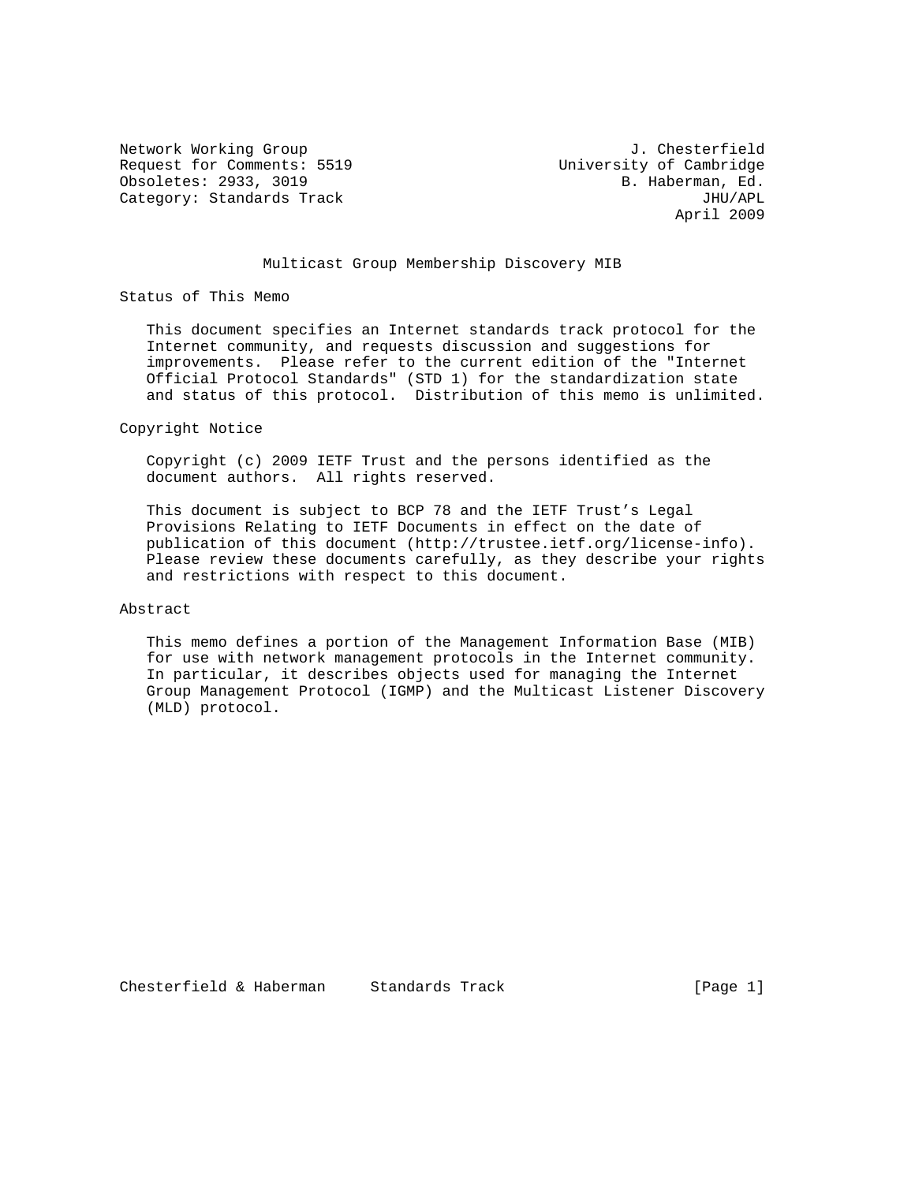Network Working Group                                    J. Chesterfield
Request for Comments: 5519                       University of Cambridge
Obsoletes: 2933, 3019                                  B. Haberman, Ed.
Category: Standards Track                                       JHU/APL
                                                             April 2009

# Multicast Group Membership Discovery MIB

## Status of This Memo

This document specifies an Internet standards track protocol for the Internet community, and requests discussion and suggestions for improvements. Please refer to the current edition of the "Internet Official Protocol Standards" (STD 1) for the standardization state and status of this protocol. Distribution of this memo is unlimited.

## Copyright Notice

Copyright (c) 2009 IETF Trust and the persons identified as the document authors. All rights reserved.

This document is subject to BCP 78 and the IETF Trust's Legal Provisions Relating to IETF Documents in effect on the date of publication of this document (http://trustee.ietf.org/license-info). Please review these documents carefully, as they describe your rights and restrictions with respect to this document.

## Abstract

This memo defines a portion of the Management Information Base (MIB) for use with network management protocols in the Internet community. In particular, it describes objects used for managing the Internet Group Management Protocol (IGMP) and the Multicast Listener Discovery (MLD) protocol.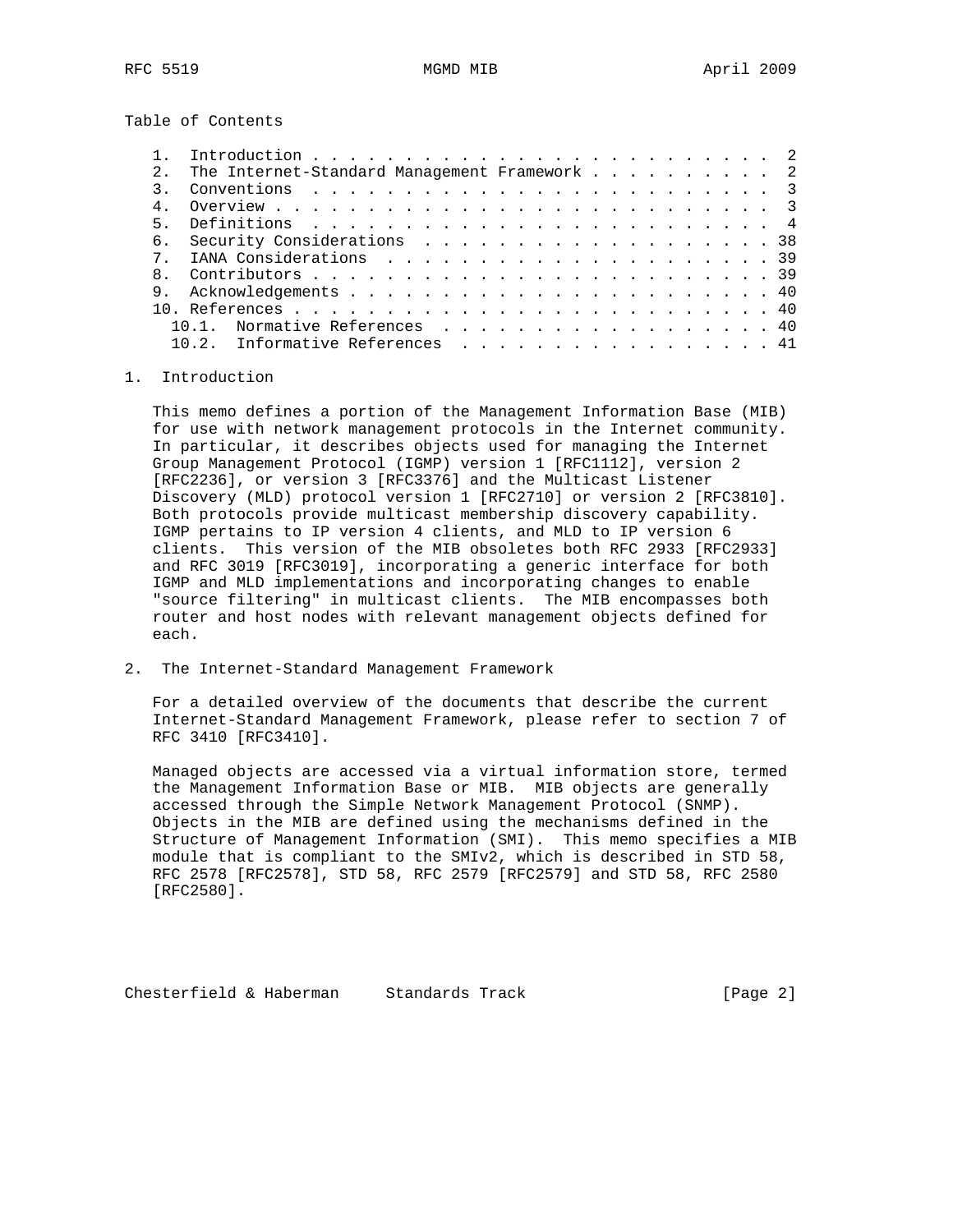Table of Contents

```
   1.  Introduction . . . . . . . . . . . . . . . . . . . . . . . . .  2
   2.  The Internet-Standard Management Framework . . . . . . . . . .  2
   3.  Conventions  . . . . . . . . . . . . . . . . . . . . . . . . .  3
   4.  Overview . . . . . . . . . . . . . . . . . . . . . . . . . . .  3
   5.  Definitions  . . . . . . . . . . . . . . . . . . . . . . . . .  4
   6.  Security Considerations  . . . . . . . . . . . . . . . . . . . 38
   7.  IANA Considerations  . . . . . . . . . . . . . . . . . . . . . 39
   8.  Contributors . . . . . . . . . . . . . . . . . . . . . . . . . 39
   9.  Acknowledgements . . . . . . . . . . . . . . . . . . . . . . . 40
   10. References . . . . . . . . . . . . . . . . . . . . . . . . . . 40
     10.1.  Normative References  . . . . . . . . . . . . . . . . . . 40
     10.2.  Informative References  . . . . . . . . . . . . . . . . . 41
```

## 1. Introduction

This memo defines a portion of the Management Information Base (MIB) for use with network management protocols in the Internet community. In particular, it describes objects used for managing the Internet Group Management Protocol (IGMP) version 1 [RFC1112], version 2 [RFC2236], or version 3 [RFC3376] and the Multicast Listener Discovery (MLD) protocol version 1 [RFC2710] or version 2 [RFC3810]. Both protocols provide multicast membership discovery capability. IGMP pertains to IP version 4 clients, and MLD to IP version 6 clients. This version of the MIB obsoletes both RFC 2933 [RFC2933] and RFC 3019 [RFC3019], incorporating a generic interface for both IGMP and MLD implementations and incorporating changes to enable "source filtering" in multicast clients. The MIB encompasses both router and host nodes with relevant management objects defined for each.

## 2. The Internet-Standard Management Framework

For a detailed overview of the documents that describe the current Internet-Standard Management Framework, please refer to section 7 of RFC 3410 [RFC3410].

Managed objects are accessed via a virtual information store, termed the Management Information Base or MIB. MIB objects are generally accessed through the Simple Network Management Protocol (SNMP). Objects in the MIB are defined using the mechanisms defined in the Structure of Management Information (SMI). This memo specifies a MIB module that is compliant to the SMIv2, which is described in STD 58, RFC 2578 [RFC2578], STD 58, RFC 2579 [RFC2579] and STD 58, RFC 2580 [RFC2580].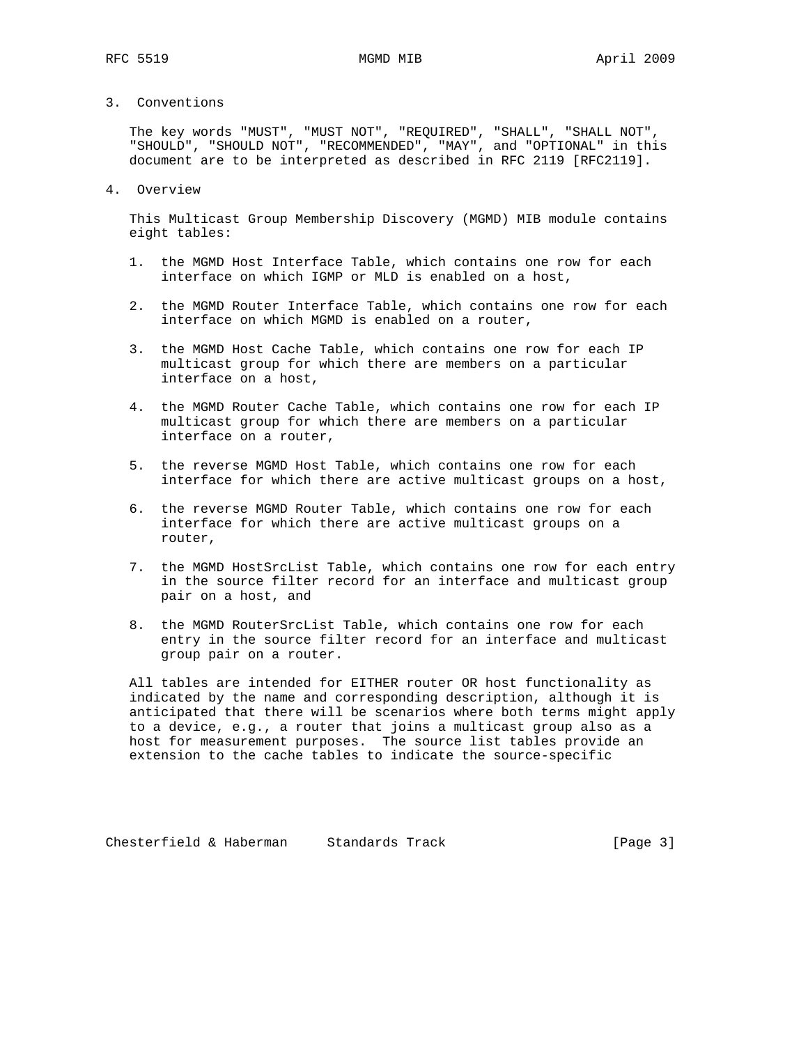## 3. Conventions

The key words "MUST", "MUST NOT", "REQUIRED", "SHALL", "SHALL NOT", "SHOULD", "SHOULD NOT", "RECOMMENDED", "MAY", and "OPTIONAL" in this document are to be interpreted as described in RFC 2119 [RFC2119].

## 4. Overview

This Multicast Group Membership Discovery (MGMD) MIB module contains eight tables:

1. the MGMD Host Interface Table, which contains one row for each interface on which IGMP or MLD is enabled on a host,
2. the MGMD Router Interface Table, which contains one row for each interface on which MGMD is enabled on a router,
3. the MGMD Host Cache Table, which contains one row for each IP multicast group for which there are members on a particular interface on a host,
4. the MGMD Router Cache Table, which contains one row for each IP multicast group for which there are members on a particular interface on a router,
5. the reverse MGMD Host Table, which contains one row for each interface for which there are active multicast groups on a host,
6. the reverse MGMD Router Table, which contains one row for each interface for which there are active multicast groups on a router,
7. the MGMD HostSrcList Table, which contains one row for each entry in the source filter record for an interface and multicast group pair on a host, and
8. the MGMD RouterSrcList Table, which contains one row for each entry in the source filter record for an interface and multicast group pair on a router.

All tables are intended for EITHER router OR host functionality as indicated by the name and corresponding description, although it is anticipated that there will be scenarios where both terms might apply to a device, e.g., a router that joins a multicast group also as a host for measurement purposes. The source list tables provide an extension to the cache tables to indicate the source-specific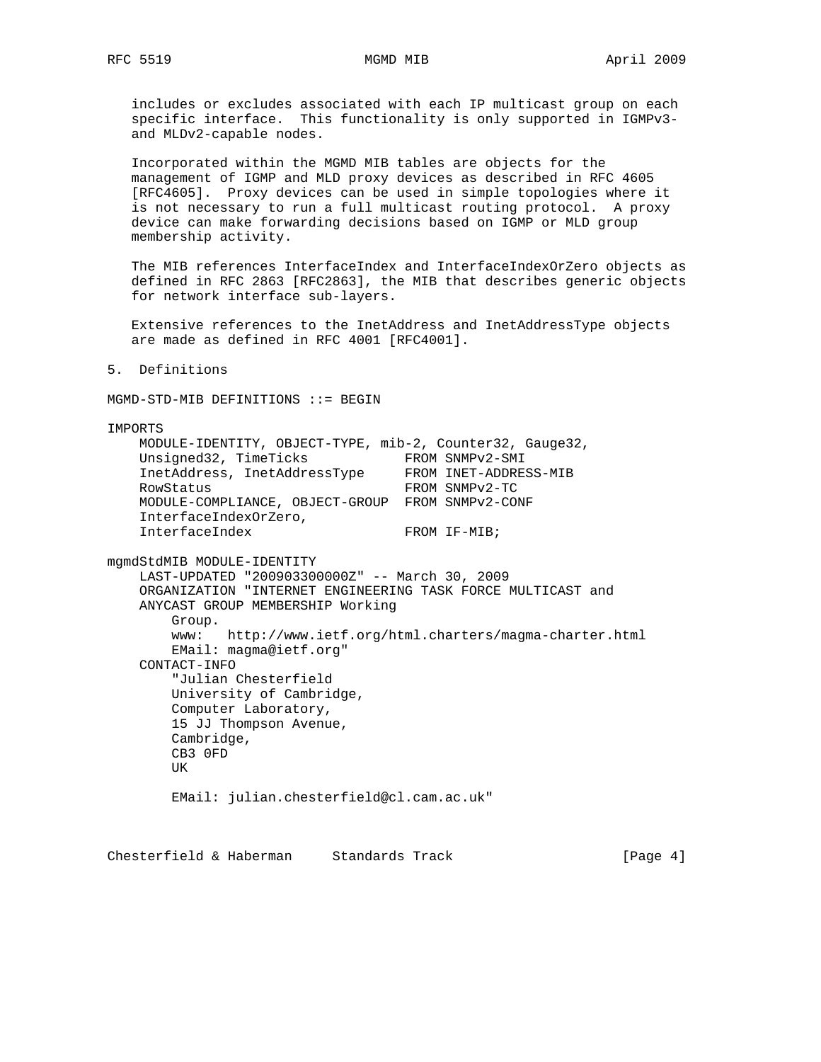includes or excludes associated with each IP multicast group on each specific interface. This functionality is only supported in IGMPv3- and MLDv2-capable nodes.

Incorporated within the MGMD MIB tables are objects for the management of IGMP and MLD proxy devices as described in RFC 4605 [RFC4605]. Proxy devices can be used in simple topologies where it is not necessary to run a full multicast routing protocol. A proxy device can make forwarding decisions based on IGMP or MLD group membership activity.

The MIB references InterfaceIndex and InterfaceIndexOrZero objects as defined in RFC 2863 [RFC2863], the MIB that describes generic objects for network interface sub-layers.

Extensive references to the InetAddress and InetAddressType objects are made as defined in RFC 4001 [RFC4001].

## 5. Definitions

```
MGMD-STD-MIB DEFINITIONS ::= BEGIN

IMPORTS
    MODULE-IDENTITY, OBJECT-TYPE, mib-2, Counter32, Gauge32,
    Unsigned32, TimeTicks            FROM SNMPv2-SMI
    InetAddress, InetAddressType     FROM INET-ADDRESS-MIB
    RowStatus                        FROM SNMPv2-TC
    MODULE-COMPLIANCE, OBJECT-GROUP  FROM SNMPv2-CONF
    InterfaceIndexOrZero,
    InterfaceIndex                   FROM IF-MIB;

mgmdStdMIB MODULE-IDENTITY
    LAST-UPDATED "200903300000Z" -- March 30, 2009
    ORGANIZATION "INTERNET ENGINEERING TASK FORCE MULTICAST and
    ANYCAST GROUP MEMBERSHIP Working
        Group.
        www:   http://www.ietf.org/html.charters/magma-charter.html
        EMail: magma@ietf.org"
    CONTACT-INFO
        "Julian Chesterfield
        University of Cambridge,
        Computer Laboratory,
        15 JJ Thompson Avenue,
        Cambridge,
        CB3 0FD
        UK

        EMail: julian.chesterfield@cl.cam.ac.uk"
```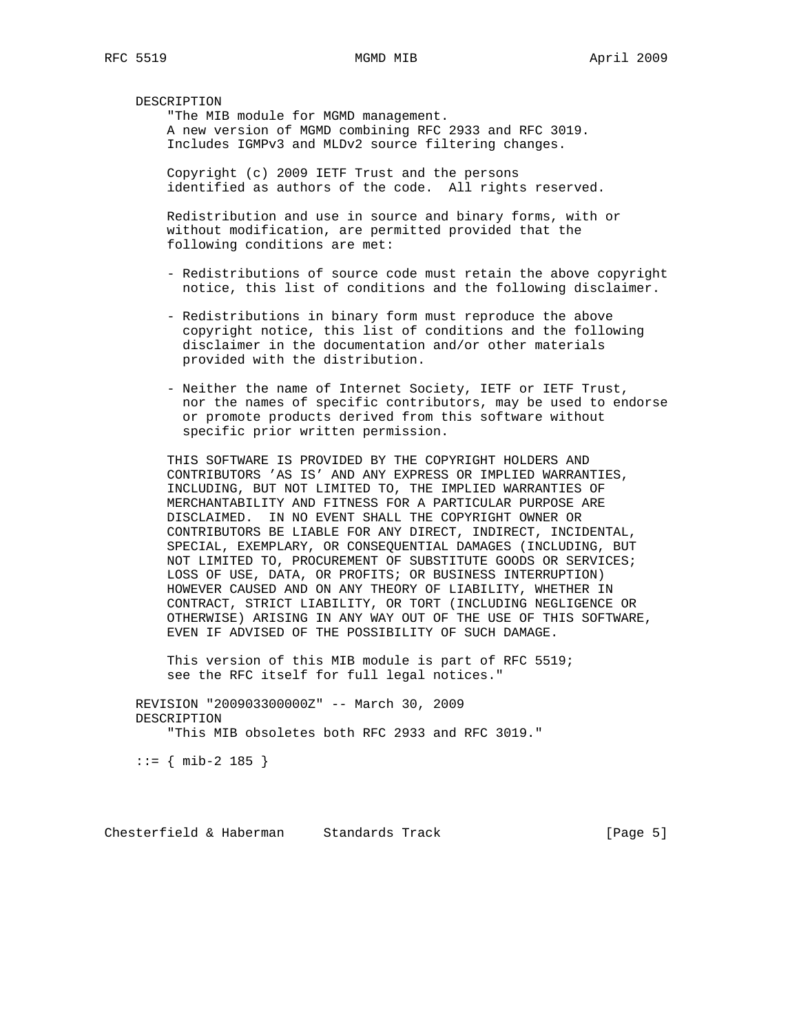```
   DESCRIPTION
       "The MIB module for MGMD management.
       A new version of MGMD combining RFC 2933 and RFC 3019.
       Includes IGMPv3 and MLDv2 source filtering changes.

       Copyright (c) 2009 IETF Trust and the persons
       identified as authors of the code.  All rights reserved.

       Redistribution and use in source and binary forms, with or
       without modification, are permitted provided that the
       following conditions are met:

       - Redistributions of source code must retain the above copyright
         notice, this list of conditions and the following disclaimer.

       - Redistributions in binary form must reproduce the above
         copyright notice, this list of conditions and the following
         disclaimer in the documentation and/or other materials
         provided with the distribution.

       - Neither the name of Internet Society, IETF or IETF Trust,
         nor the names of specific contributors, may be used to endorse
         or promote products derived from this software without
         specific prior written permission.

       THIS SOFTWARE IS PROVIDED BY THE COPYRIGHT HOLDERS AND
       CONTRIBUTORS 'AS IS' AND ANY EXPRESS OR IMPLIED WARRANTIES,
       INCLUDING, BUT NOT LIMITED TO, THE IMPLIED WARRANTIES OF
       MERCHANTABILITY AND FITNESS FOR A PARTICULAR PURPOSE ARE
       DISCLAIMED.  IN NO EVENT SHALL THE COPYRIGHT OWNER OR
       CONTRIBUTORS BE LIABLE FOR ANY DIRECT, INDIRECT, INCIDENTAL,
       SPECIAL, EXEMPLARY, OR CONSEQUENTIAL DAMAGES (INCLUDING, BUT
       NOT LIMITED TO, PROCUREMENT OF SUBSTITUTE GOODS OR SERVICES;
       LOSS OF USE, DATA, OR PROFITS; OR BUSINESS INTERRUPTION)
       HOWEVER CAUSED AND ON ANY THEORY OF LIABILITY, WHETHER IN
       CONTRACT, STRICT LIABILITY, OR TORT (INCLUDING NEGLIGENCE OR
       OTHERWISE) ARISING IN ANY WAY OUT OF THE USE OF THIS SOFTWARE,
       EVEN IF ADVISED OF THE POSSIBILITY OF SUCH DAMAGE.

       This version of this MIB module is part of RFC 5519;
       see the RFC itself for full legal notices."

   REVISION "200903300000Z" -- March 30, 2009
   DESCRIPTION
       "This MIB obsoletes both RFC 2933 and RFC 3019."

   ::= { mib-2 185 }
```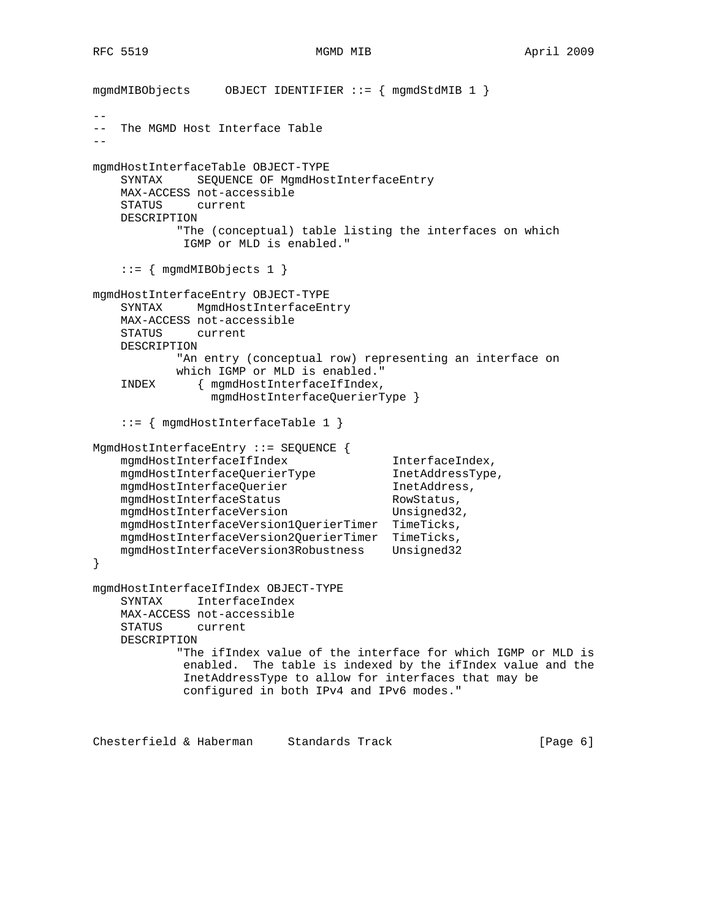```
mgmdMIBObjects     OBJECT IDENTIFIER ::= { mgmdStdMIB 1 }

--
--  The MGMD Host Interface Table
--

mgmdHostInterfaceTable OBJECT-TYPE
    SYNTAX     SEQUENCE OF MgmdHostInterfaceEntry
    MAX-ACCESS not-accessible
    STATUS     current
    DESCRIPTION
            "The (conceptual) table listing the interfaces on which
             IGMP or MLD is enabled."

    ::= { mgmdMIBObjects 1 }

mgmdHostInterfaceEntry OBJECT-TYPE
    SYNTAX     MgmdHostInterfaceEntry
    MAX-ACCESS not-accessible
    STATUS     current
    DESCRIPTION
            "An entry (conceptual row) representing an interface on
            which IGMP or MLD is enabled."
    INDEX      { mgmdHostInterfaceIfIndex,
                 mgmdHostInterfaceQuerierType }

    ::= { mgmdHostInterfaceTable 1 }

MgmdHostInterfaceEntry ::= SEQUENCE {
    mgmdHostInterfaceIfIndex               InterfaceIndex,
    mgmdHostInterfaceQuerierType           InetAddressType,
    mgmdHostInterfaceQuerier               InetAddress,
    mgmdHostInterfaceStatus                RowStatus,
    mgmdHostInterfaceVersion               Unsigned32,
    mgmdHostInterfaceVersion1QuerierTimer  TimeTicks,
    mgmdHostInterfaceVersion2QuerierTimer  TimeTicks,
    mgmdHostInterfaceVersion3Robustness    Unsigned32
}

mgmdHostInterfaceIfIndex OBJECT-TYPE
    SYNTAX     InterfaceIndex
    MAX-ACCESS not-accessible
    STATUS     current
    DESCRIPTION
            "The ifIndex value of the interface for which IGMP or MLD is
             enabled.  The table is indexed by the ifIndex value and the
             InetAddressType to allow for interfaces that may be
             configured in both IPv4 and IPv6 modes."
```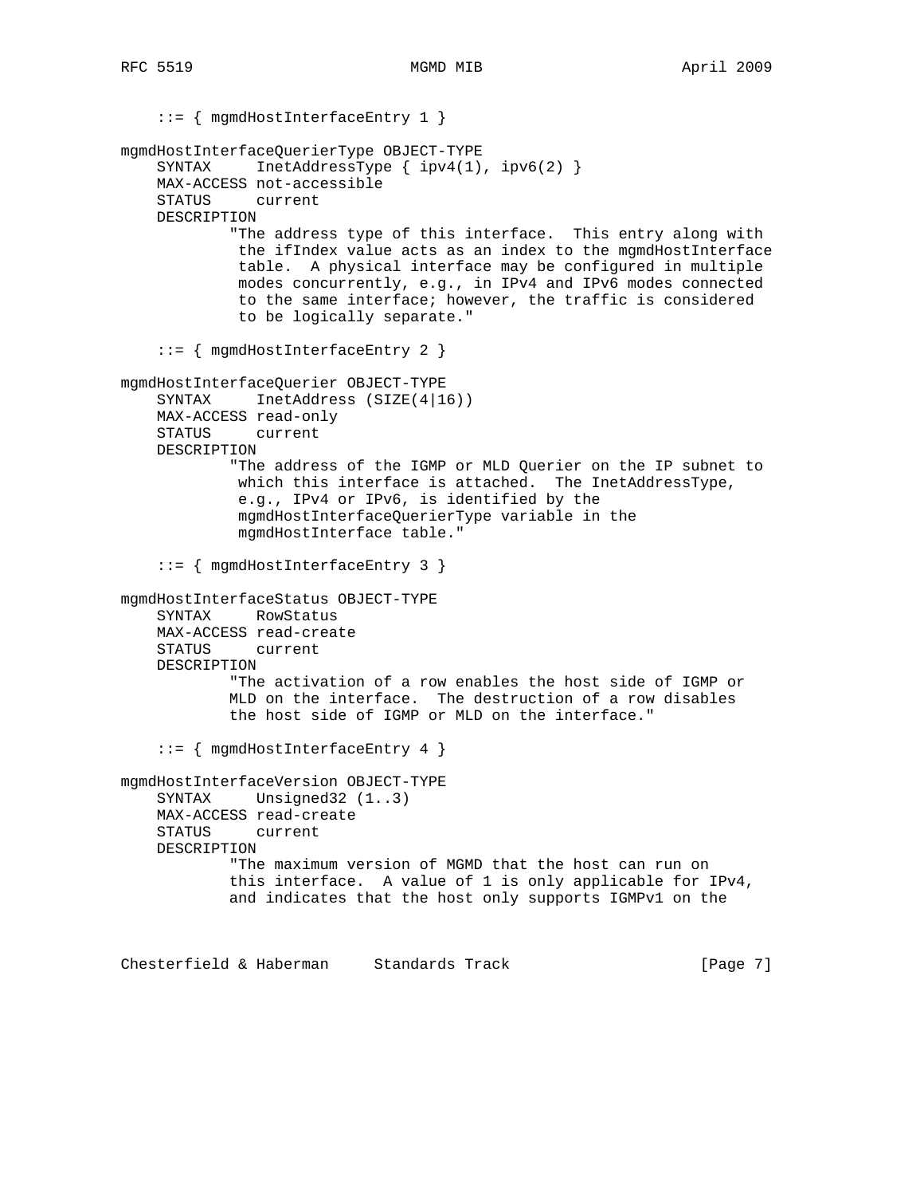```
    ::= { mgmdHostInterfaceEntry 1 }

mgmdHostInterfaceQuerierType OBJECT-TYPE
    SYNTAX     InetAddressType { ipv4(1), ipv6(2) }
    MAX-ACCESS not-accessible
    STATUS     current
    DESCRIPTION
            "The address type of this interface.  This entry along with
             the ifIndex value acts as an index to the mgmdHostInterface
             table.  A physical interface may be configured in multiple
             modes concurrently, e.g., in IPv4 and IPv6 modes connected
             to the same interface; however, the traffic is considered
             to be logically separate."

    ::= { mgmdHostInterfaceEntry 2 }

mgmdHostInterfaceQuerier OBJECT-TYPE
    SYNTAX     InetAddress (SIZE(4|16))
    MAX-ACCESS read-only
    STATUS     current
    DESCRIPTION
            "The address of the IGMP or MLD Querier on the IP subnet to
             which this interface is attached.  The InetAddressType,
             e.g., IPv4 or IPv6, is identified by the
             mgmdHostInterfaceQuerierType variable in the
             mgmdHostInterface table."

    ::= { mgmdHostInterfaceEntry 3 }

mgmdHostInterfaceStatus OBJECT-TYPE
    SYNTAX     RowStatus
    MAX-ACCESS read-create
    STATUS     current
    DESCRIPTION
            "The activation of a row enables the host side of IGMP or
            MLD on the interface.  The destruction of a row disables
            the host side of IGMP or MLD on the interface."

    ::= { mgmdHostInterfaceEntry 4 }

mgmdHostInterfaceVersion OBJECT-TYPE
    SYNTAX     Unsigned32 (1..3)
    MAX-ACCESS read-create
    STATUS     current
    DESCRIPTION
            "The maximum version of MGMD that the host can run on
            this interface.  A value of 1 is only applicable for IPv4,
            and indicates that the host only supports IGMPv1 on the
```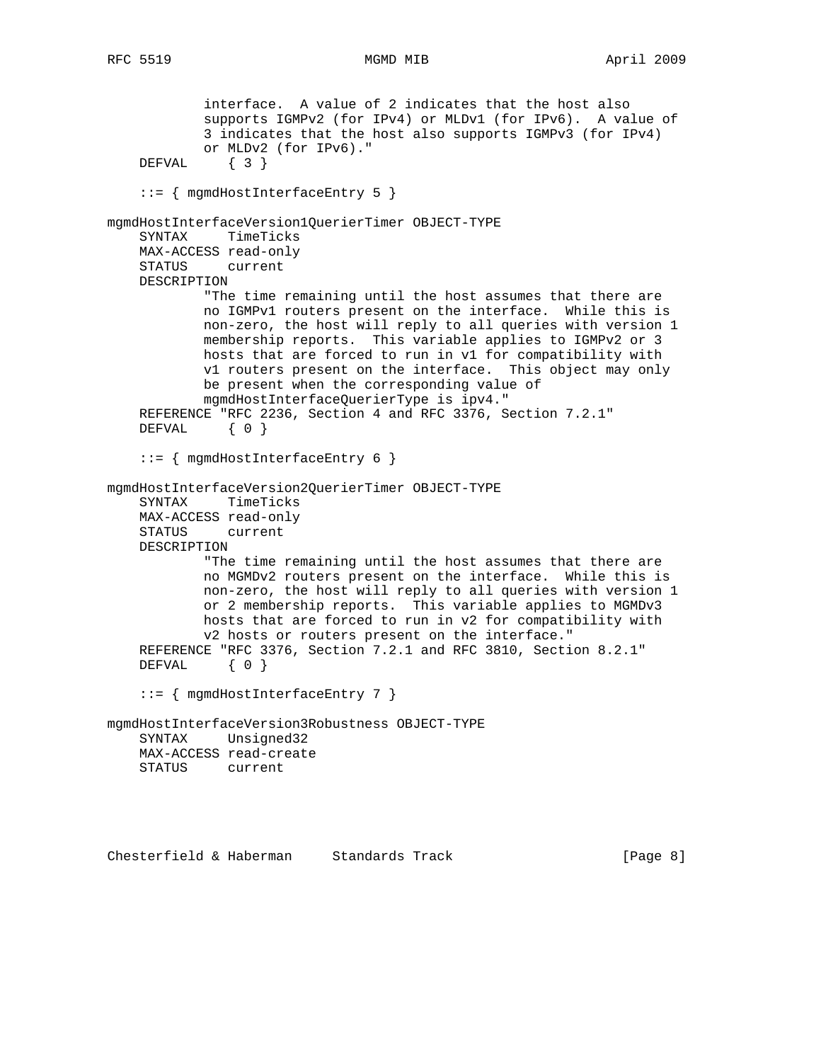```
            interface.  A value of 2 indicates that the host also
            supports IGMPv2 (for IPv4) or MLDv1 (for IPv6).  A value of
            3 indicates that the host also supports IGMPv3 (for IPv4)
            or MLDv2 (for IPv6)."
    DEFVAL     { 3 }

    ::= { mgmdHostInterfaceEntry 5 }

mgmdHostInterfaceVersion1QuerierTimer OBJECT-TYPE
    SYNTAX     TimeTicks
    MAX-ACCESS read-only
    STATUS     current
    DESCRIPTION
            "The time remaining until the host assumes that there are
            no IGMPv1 routers present on the interface.  While this is
            non-zero, the host will reply to all queries with version 1
            membership reports.  This variable applies to IGMPv2 or 3
            hosts that are forced to run in v1 for compatibility with
            v1 routers present on the interface.  This object may only
            be present when the corresponding value of
            mgmdHostInterfaceQuerierType is ipv4."
    REFERENCE "RFC 2236, Section 4 and RFC 3376, Section 7.2.1"
    DEFVAL     { 0 }

    ::= { mgmdHostInterfaceEntry 6 }

mgmdHostInterfaceVersion2QuerierTimer OBJECT-TYPE
    SYNTAX     TimeTicks
    MAX-ACCESS read-only
    STATUS     current
    DESCRIPTION
            "The time remaining until the host assumes that there are
            no MGMDv2 routers present on the interface.  While this is
            non-zero, the host will reply to all queries with version 1
            or 2 membership reports.  This variable applies to MGMDv3
            hosts that are forced to run in v2 for compatibility with
            v2 hosts or routers present on the interface."
    REFERENCE "RFC 3376, Section 7.2.1 and RFC 3810, Section 8.2.1"
    DEFVAL     { 0 }

    ::= { mgmdHostInterfaceEntry 7 }

mgmdHostInterfaceVersion3Robustness OBJECT-TYPE
    SYNTAX     Unsigned32
    MAX-ACCESS read-create
    STATUS     current
```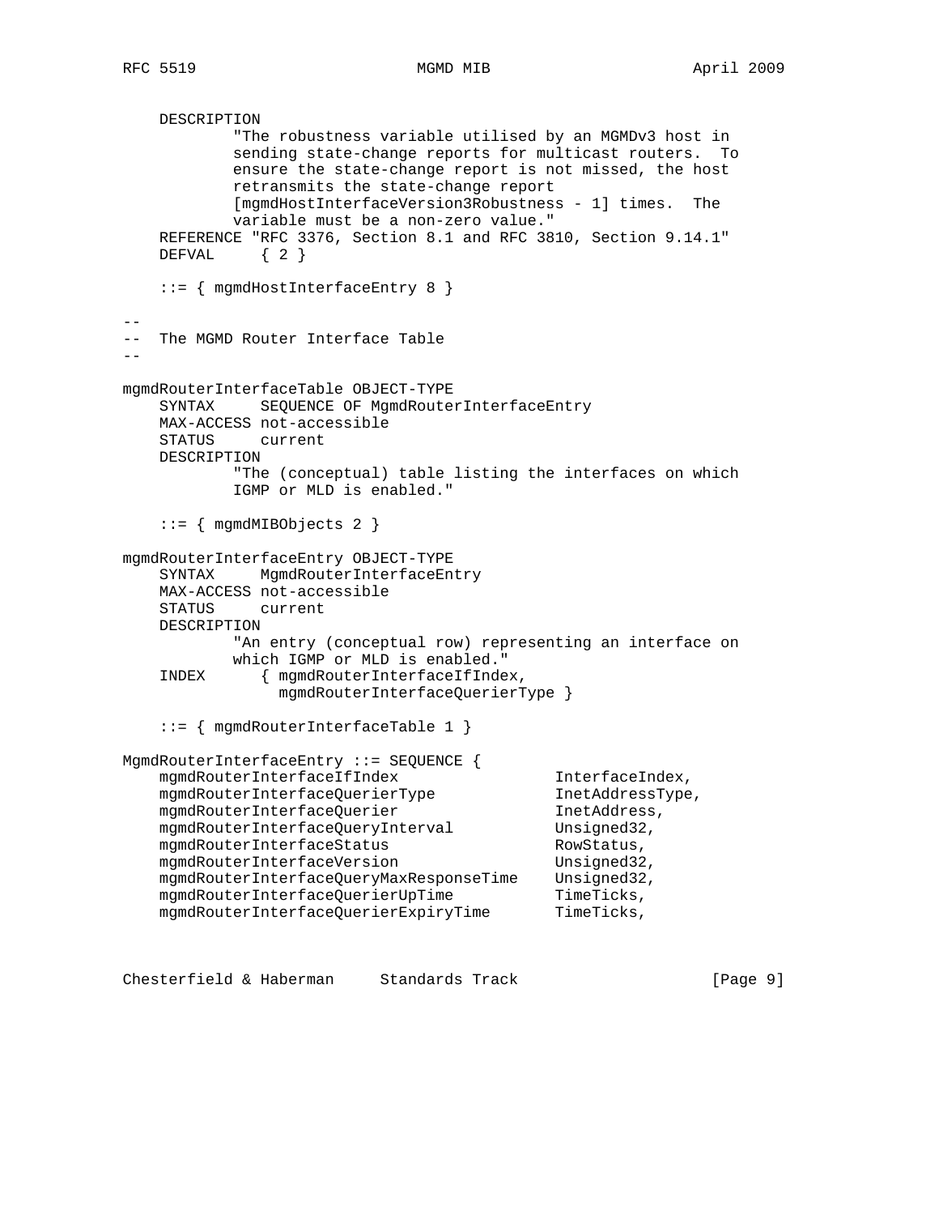```
    DESCRIPTION
            "The robustness variable utilised by an MGMDv3 host in
            sending state-change reports for multicast routers.  To
            ensure the state-change report is not missed, the host
            retransmits the state-change report
            [mgmdHostInterfaceVersion3Robustness - 1] times.  The
            variable must be a non-zero value."
    REFERENCE "RFC 3376, Section 8.1 and RFC 3810, Section 9.14.1"
    DEFVAL     { 2 }

    ::= { mgmdHostInterfaceEntry 8 }

--
--  The MGMD Router Interface Table
--

mgmdRouterInterfaceTable OBJECT-TYPE
    SYNTAX     SEQUENCE OF MgmdRouterInterfaceEntry
    MAX-ACCESS not-accessible
    STATUS     current
    DESCRIPTION
            "The (conceptual) table listing the interfaces on which
            IGMP or MLD is enabled."

    ::= { mgmdMIBObjects 2 }

mgmdRouterInterfaceEntry OBJECT-TYPE
    SYNTAX     MgmdRouterInterfaceEntry
    MAX-ACCESS not-accessible
    STATUS     current
    DESCRIPTION
            "An entry (conceptual row) representing an interface on
            which IGMP or MLD is enabled."
    INDEX      { mgmdRouterInterfaceIfIndex,
                 mgmdRouterInterfaceQuerierType }

    ::= { mgmdRouterInterfaceTable 1 }

MgmdRouterInterfaceEntry ::= SEQUENCE {
    mgmdRouterInterfaceIfIndex                InterfaceIndex,
    mgmdRouterInterfaceQuerierType            InetAddressType,
    mgmdRouterInterfaceQuerier                InetAddress,
    mgmdRouterInterfaceQueryInterval          Unsigned32,
    mgmdRouterInterfaceStatus                 RowStatus,
    mgmdRouterInterfaceVersion                Unsigned32,
    mgmdRouterInterfaceQueryMaxResponseTime   Unsigned32,
    mgmdRouterInterfaceQuerierUpTime          TimeTicks,
    mgmdRouterInterfaceQuerierExpiryTime      TimeTicks,
```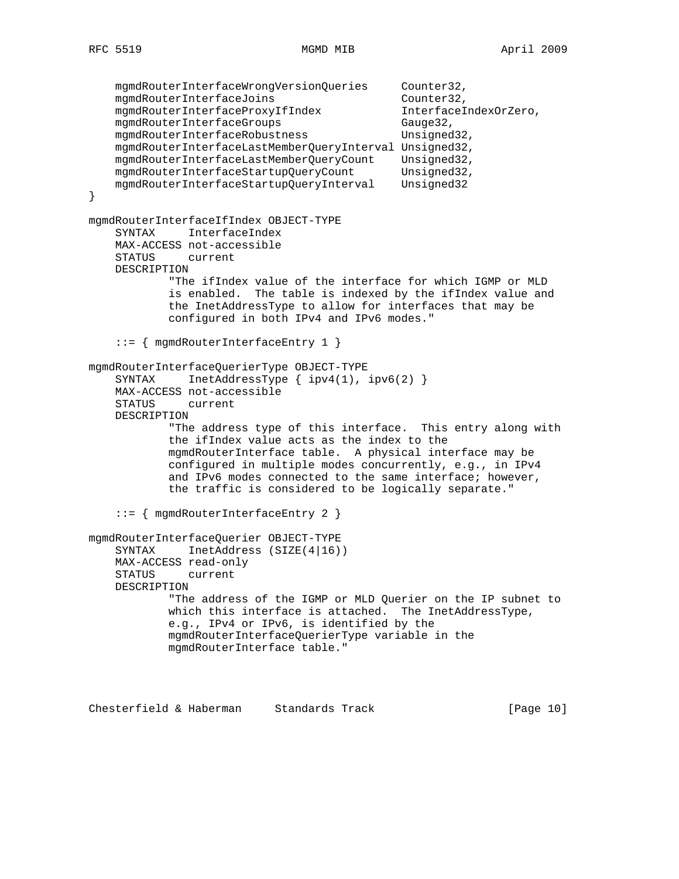```
    mgmdRouterInterfaceWrongVersionQueries     Counter32,
    mgmdRouterInterfaceJoins                   Counter32,
    mgmdRouterInterfaceProxyIfIndex            InterfaceIndexOrZero,
    mgmdRouterInterfaceGroups                  Gauge32,
    mgmdRouterInterfaceRobustness              Unsigned32,
    mgmdRouterInterfaceLastMemberQueryInterval Unsigned32,
    mgmdRouterInterfaceLastMemberQueryCount    Unsigned32,
    mgmdRouterInterfaceStartupQueryCount       Unsigned32,
    mgmdRouterInterfaceStartupQueryInterval    Unsigned32
}

mgmdRouterInterfaceIfIndex OBJECT-TYPE
    SYNTAX     InterfaceIndex
    MAX-ACCESS not-accessible
    STATUS     current
    DESCRIPTION
            "The ifIndex value of the interface for which IGMP or MLD
            is enabled.  The table is indexed by the ifIndex value and
            the InetAddressType to allow for interfaces that may be
            configured in both IPv4 and IPv6 modes."

    ::= { mgmdRouterInterfaceEntry 1 }

mgmdRouterInterfaceQuerierType OBJECT-TYPE
    SYNTAX     InetAddressType { ipv4(1), ipv6(2) }
    MAX-ACCESS not-accessible
    STATUS     current
    DESCRIPTION
            "The address type of this interface.  This entry along with
            the ifIndex value acts as the index to the
            mgmdRouterInterface table.  A physical interface may be
            configured in multiple modes concurrently, e.g., in IPv4
            and IPv6 modes connected to the same interface; however,
            the traffic is considered to be logically separate."

    ::= { mgmdRouterInterfaceEntry 2 }

mgmdRouterInterfaceQuerier OBJECT-TYPE
    SYNTAX     InetAddress (SIZE(4|16))
    MAX-ACCESS read-only
    STATUS     current
    DESCRIPTION
            "The address of the IGMP or MLD Querier on the IP subnet to
            which this interface is attached.  The InetAddressType,
            e.g., IPv4 or IPv6, is identified by the
            mgmdRouterInterfaceQuerierType variable in the
            mgmdRouterInterface table."
```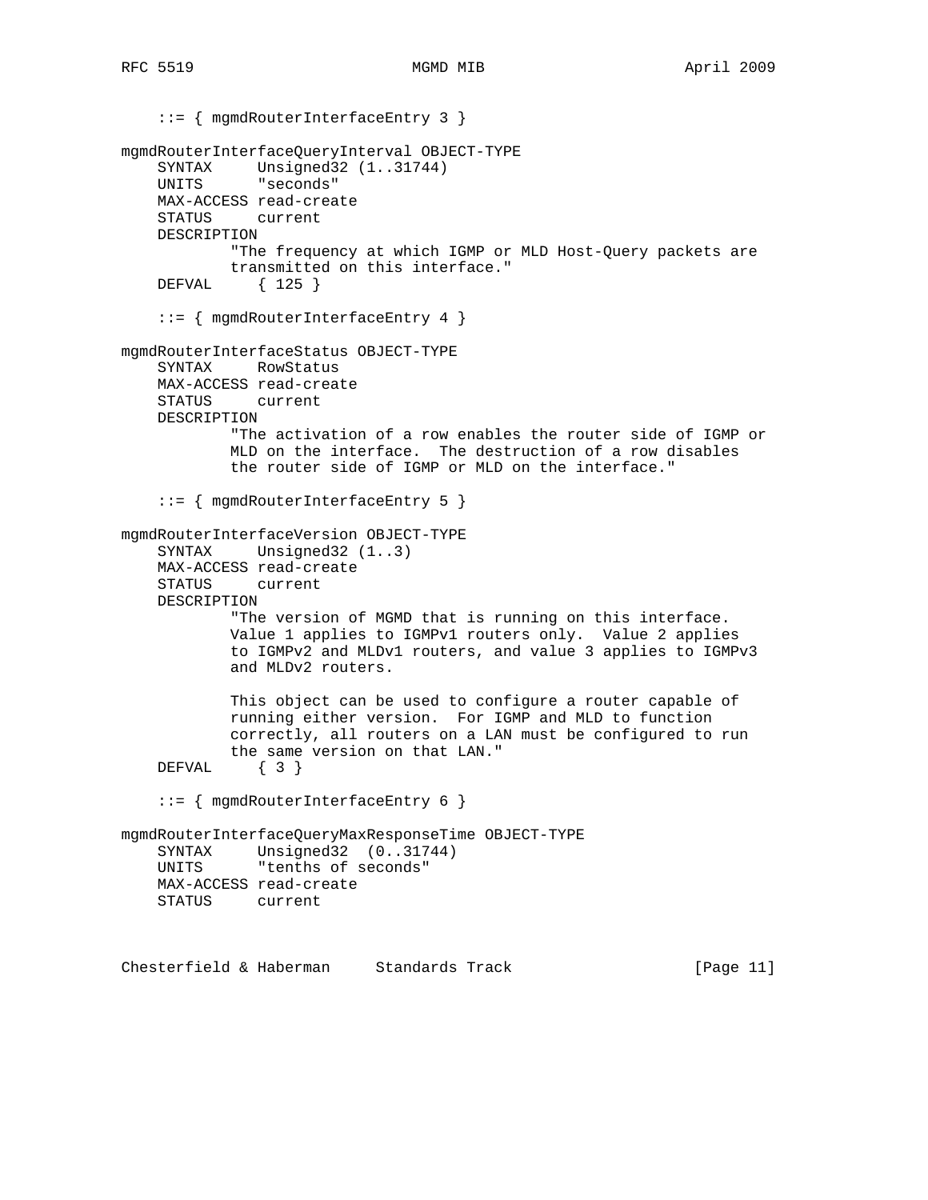```
    ::= { mgmdRouterInterfaceEntry 3 }

mgmdRouterInterfaceQueryInterval OBJECT-TYPE
    SYNTAX     Unsigned32 (1..31744)
    UNITS      "seconds"
    MAX-ACCESS read-create
    STATUS     current
    DESCRIPTION
            "The frequency at which IGMP or MLD Host-Query packets are
            transmitted on this interface."
    DEFVAL     { 125 }

    ::= { mgmdRouterInterfaceEntry 4 }

mgmdRouterInterfaceStatus OBJECT-TYPE
    SYNTAX     RowStatus
    MAX-ACCESS read-create
    STATUS     current
    DESCRIPTION
            "The activation of a row enables the router side of IGMP or
            MLD on the interface.  The destruction of a row disables
            the router side of IGMP or MLD on the interface."

    ::= { mgmdRouterInterfaceEntry 5 }

mgmdRouterInterfaceVersion OBJECT-TYPE
    SYNTAX     Unsigned32 (1..3)
    MAX-ACCESS read-create
    STATUS     current
    DESCRIPTION
            "The version of MGMD that is running on this interface.
            Value 1 applies to IGMPv1 routers only.  Value 2 applies
            to IGMPv2 and MLDv1 routers, and value 3 applies to IGMPv3
            and MLDv2 routers.

            This object can be used to configure a router capable of
            running either version.  For IGMP and MLD to function
            correctly, all routers on a LAN must be configured to run
            the same version on that LAN."
    DEFVAL     { 3 }

    ::= { mgmdRouterInterfaceEntry 6 }

mgmdRouterInterfaceQueryMaxResponseTime OBJECT-TYPE
    SYNTAX     Unsigned32  (0..31744)
    UNITS      "tenths of seconds"
    MAX-ACCESS read-create
    STATUS     current
```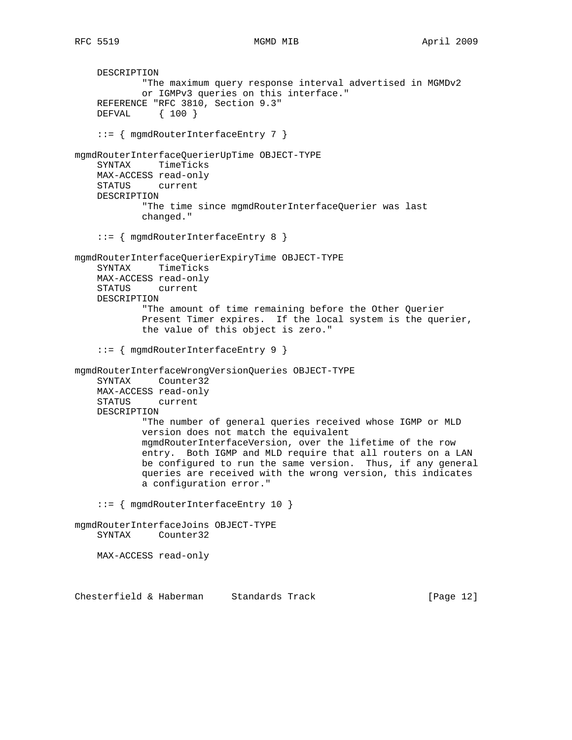```
    DESCRIPTION
            "The maximum query response interval advertised in MGMDv2
            or IGMPv3 queries on this interface."
    REFERENCE "RFC 3810, Section 9.3"
    DEFVAL     { 100 }

    ::= { mgmdRouterInterfaceEntry 7 }

mgmdRouterInterfaceQuerierUpTime OBJECT-TYPE
    SYNTAX     TimeTicks
    MAX-ACCESS read-only
    STATUS     current
    DESCRIPTION
            "The time since mgmdRouterInterfaceQuerier was last
            changed."

    ::= { mgmdRouterInterfaceEntry 8 }

mgmdRouterInterfaceQuerierExpiryTime OBJECT-TYPE
    SYNTAX     TimeTicks
    MAX-ACCESS read-only
    STATUS     current
    DESCRIPTION
            "The amount of time remaining before the Other Querier
            Present Timer expires.  If the local system is the querier,
            the value of this object is zero."

    ::= { mgmdRouterInterfaceEntry 9 }

mgmdRouterInterfaceWrongVersionQueries OBJECT-TYPE
    SYNTAX     Counter32
    MAX-ACCESS read-only
    STATUS     current
    DESCRIPTION
            "The number of general queries received whose IGMP or MLD
            version does not match the equivalent
            mgmdRouterInterfaceVersion, over the lifetime of the row
            entry.  Both IGMP and MLD require that all routers on a LAN
            be configured to run the same version.  Thus, if any general
            queries are received with the wrong version, this indicates
            a configuration error."

    ::= { mgmdRouterInterfaceEntry 10 }

mgmdRouterInterfaceJoins OBJECT-TYPE
    SYNTAX     Counter32

    MAX-ACCESS read-only
```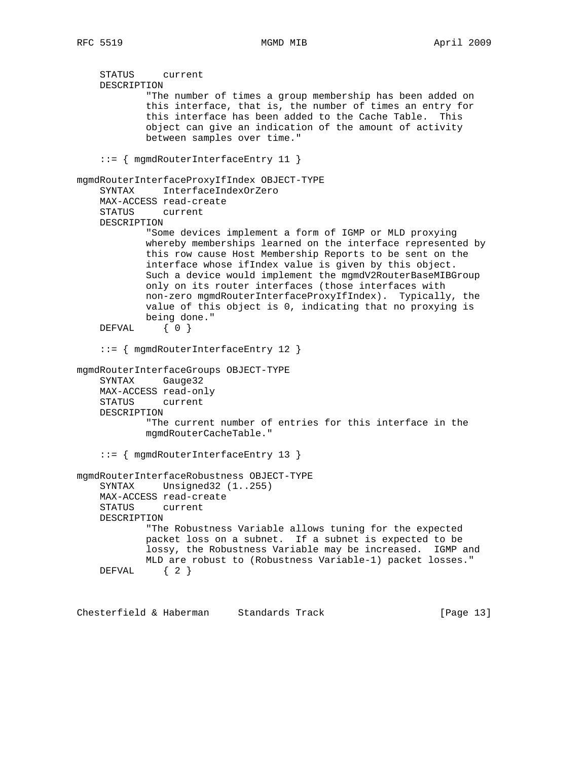```
    STATUS     current
    DESCRIPTION
            "The number of times a group membership has been added on
            this interface, that is, the number of times an entry for
            this interface has been added to the Cache Table.  This
            object can give an indication of the amount of activity
            between samples over time."

    ::= { mgmdRouterInterfaceEntry 11 }

mgmdRouterInterfaceProxyIfIndex OBJECT-TYPE
    SYNTAX     InterfaceIndexOrZero
    MAX-ACCESS read-create
    STATUS     current
    DESCRIPTION
            "Some devices implement a form of IGMP or MLD proxying
            whereby memberships learned on the interface represented by
            this row cause Host Membership Reports to be sent on the
            interface whose ifIndex value is given by this object.
            Such a device would implement the mgmdV2RouterBaseMIBGroup
            only on its router interfaces (those interfaces with
            non-zero mgmdRouterInterfaceProxyIfIndex).  Typically, the
            value of this object is 0, indicating that no proxying is
            being done."
    DEFVAL     { 0 }

    ::= { mgmdRouterInterfaceEntry 12 }

mgmdRouterInterfaceGroups OBJECT-TYPE
    SYNTAX     Gauge32
    MAX-ACCESS read-only
    STATUS     current
    DESCRIPTION
            "The current number of entries for this interface in the
            mgmdRouterCacheTable."

    ::= { mgmdRouterInterfaceEntry 13 }

mgmdRouterInterfaceRobustness OBJECT-TYPE
    SYNTAX     Unsigned32 (1..255)
    MAX-ACCESS read-create
    STATUS     current
    DESCRIPTION
            "The Robustness Variable allows tuning for the expected
            packet loss on a subnet.  If a subnet is expected to be
            lossy, the Robustness Variable may be increased.  IGMP and
            MLD are robust to (Robustness Variable-1) packet losses."
    DEFVAL     { 2 }
```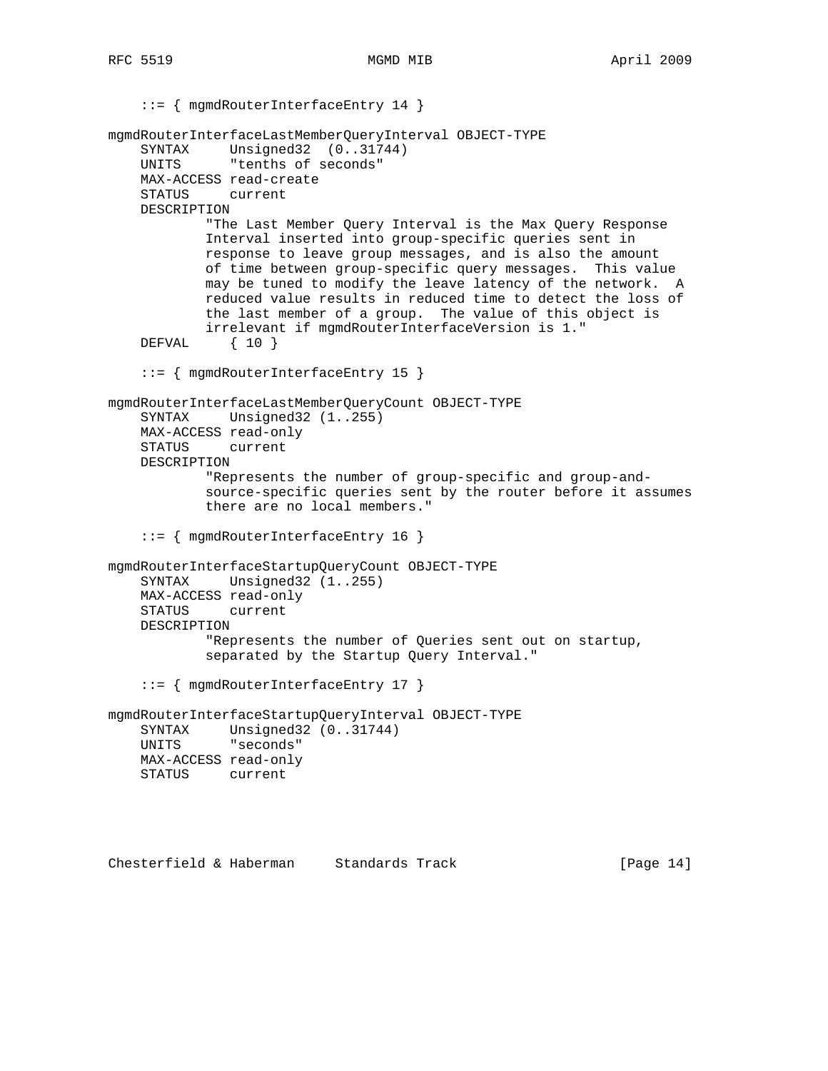```
    ::= { mgmdRouterInterfaceEntry 14 }

mgmdRouterInterfaceLastMemberQueryInterval OBJECT-TYPE
    SYNTAX     Unsigned32  (0..31744)
    UNITS      "tenths of seconds"
    MAX-ACCESS read-create
    STATUS     current
    DESCRIPTION
            "The Last Member Query Interval is the Max Query Response
            Interval inserted into group-specific queries sent in
            response to leave group messages, and is also the amount
            of time between group-specific query messages.  This value
            may be tuned to modify the leave latency of the network.  A
            reduced value results in reduced time to detect the loss of
            the last member of a group.  The value of this object is
            irrelevant if mgmdRouterInterfaceVersion is 1."
    DEFVAL     { 10 }

    ::= { mgmdRouterInterfaceEntry 15 }

mgmdRouterInterfaceLastMemberQueryCount OBJECT-TYPE
    SYNTAX     Unsigned32 (1..255)
    MAX-ACCESS read-only
    STATUS     current
    DESCRIPTION
            "Represents the number of group-specific and group-and-
            source-specific queries sent by the router before it assumes
            there are no local members."

    ::= { mgmdRouterInterfaceEntry 16 }

mgmdRouterInterfaceStartupQueryCount OBJECT-TYPE
    SYNTAX     Unsigned32 (1..255)
    MAX-ACCESS read-only
    STATUS     current
    DESCRIPTION
            "Represents the number of Queries sent out on startup,
            separated by the Startup Query Interval."

    ::= { mgmdRouterInterfaceEntry 17 }

mgmdRouterInterfaceStartupQueryInterval OBJECT-TYPE
    SYNTAX     Unsigned32 (0..31744)
    UNITS      "seconds"
    MAX-ACCESS read-only
    STATUS     current
```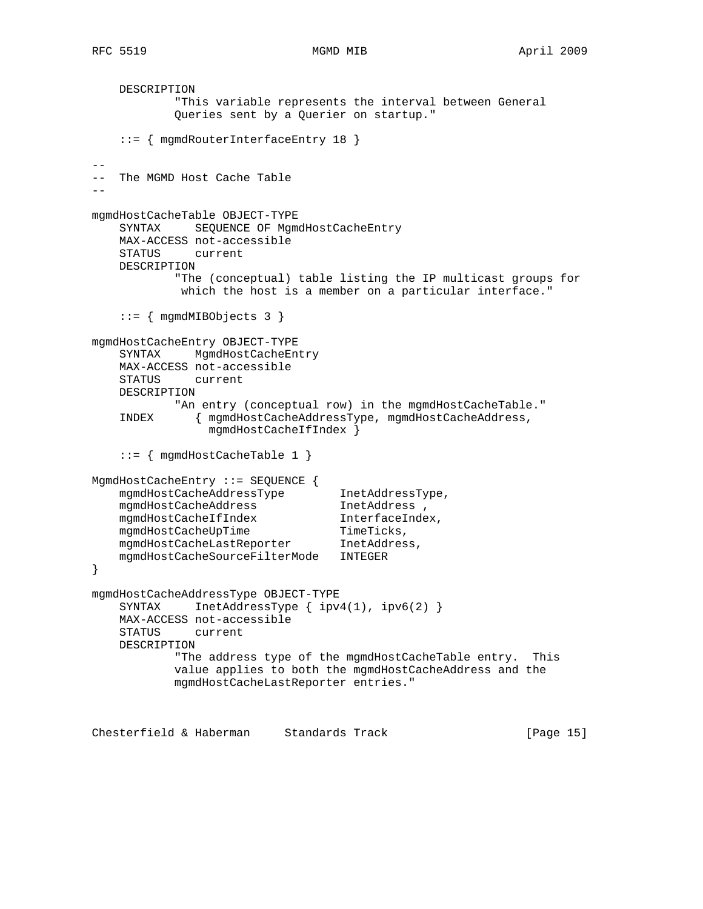```
    DESCRIPTION
            "This variable represents the interval between General
            Queries sent by a Querier on startup."

    ::= { mgmdRouterInterfaceEntry 18 }

--
--  The MGMD Host Cache Table
--

mgmdHostCacheTable OBJECT-TYPE
    SYNTAX     SEQUENCE OF MgmdHostCacheEntry
    MAX-ACCESS not-accessible
    STATUS     current
    DESCRIPTION
            "The (conceptual) table listing the IP multicast groups for
             which the host is a member on a particular interface."

    ::= { mgmdMIBObjects 3 }

mgmdHostCacheEntry OBJECT-TYPE
    SYNTAX     MgmdHostCacheEntry
    MAX-ACCESS not-accessible
    STATUS     current
    DESCRIPTION
            "An entry (conceptual row) in the mgmdHostCacheTable."
    INDEX      { mgmdHostCacheAddressType, mgmdHostCacheAddress,
                 mgmdHostCacheIfIndex }

    ::= { mgmdHostCacheTable 1 }

MgmdHostCacheEntry ::= SEQUENCE {
    mgmdHostCacheAddressType        InetAddressType,
    mgmdHostCacheAddress            InetAddress ,
    mgmdHostCacheIfIndex            InterfaceIndex,
    mgmdHostCacheUpTime             TimeTicks,
    mgmdHostCacheLastReporter       InetAddress,
    mgmdHostCacheSourceFilterMode   INTEGER
}

mgmdHostCacheAddressType OBJECT-TYPE
    SYNTAX     InetAddressType { ipv4(1), ipv6(2) }
    MAX-ACCESS not-accessible
    STATUS     current
    DESCRIPTION
            "The address type of the mgmdHostCacheTable entry.  This
            value applies to both the mgmdHostCacheAddress and the
            mgmdHostCacheLastReporter entries."
```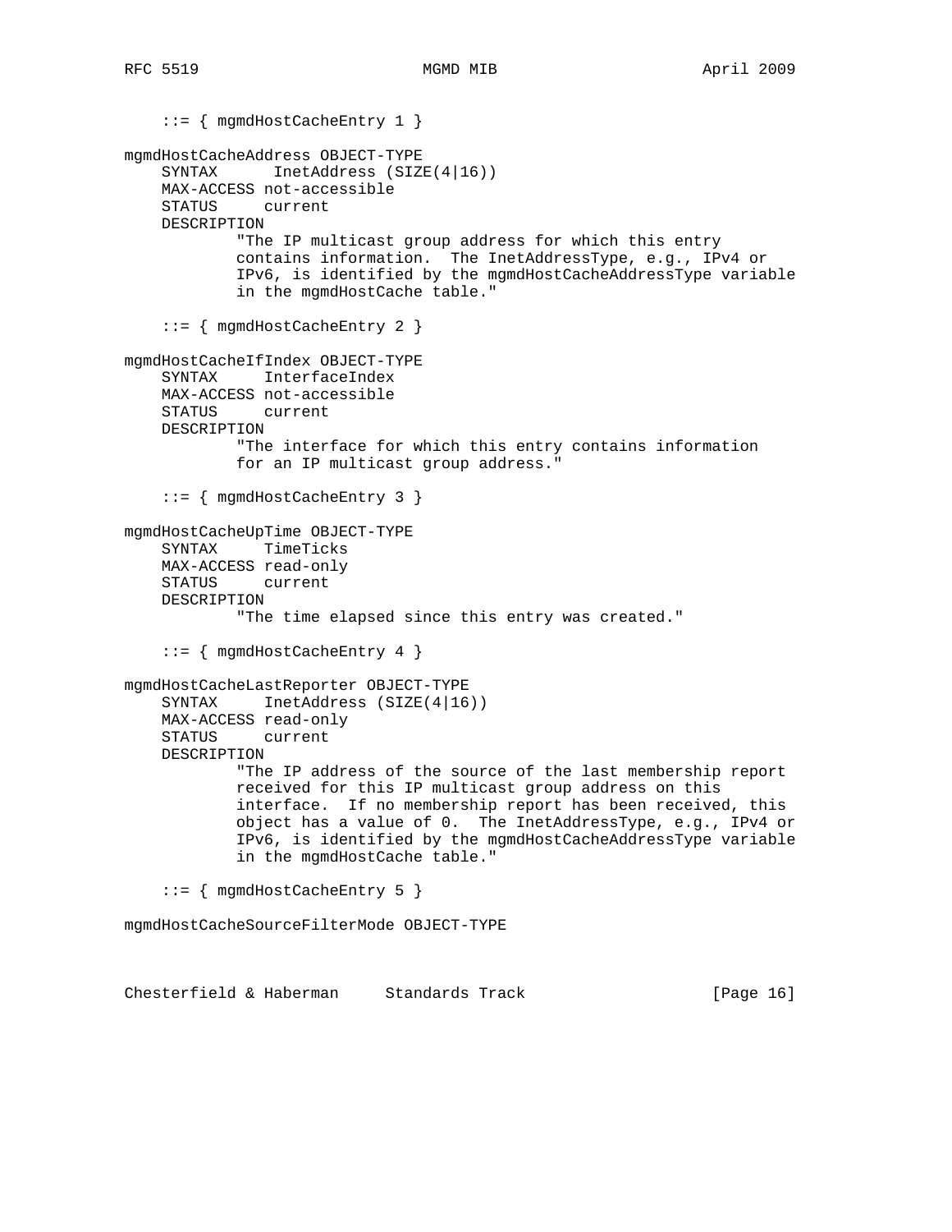```
    ::= { mgmdHostCacheEntry 1 }

mgmdHostCacheAddress OBJECT-TYPE
    SYNTAX      InetAddress (SIZE(4|16))
    MAX-ACCESS not-accessible
    STATUS     current
    DESCRIPTION
            "The IP multicast group address for which this entry
            contains information.  The InetAddressType, e.g., IPv4 or
            IPv6, is identified by the mgmdHostCacheAddressType variable
            in the mgmdHostCache table."

    ::= { mgmdHostCacheEntry 2 }

mgmdHostCacheIfIndex OBJECT-TYPE
    SYNTAX     InterfaceIndex
    MAX-ACCESS not-accessible
    STATUS     current
    DESCRIPTION
            "The interface for which this entry contains information
            for an IP multicast group address."

    ::= { mgmdHostCacheEntry 3 }

mgmdHostCacheUpTime OBJECT-TYPE
    SYNTAX     TimeTicks
    MAX-ACCESS read-only
    STATUS     current
    DESCRIPTION
            "The time elapsed since this entry was created."

    ::= { mgmdHostCacheEntry 4 }

mgmdHostCacheLastReporter OBJECT-TYPE
    SYNTAX     InetAddress (SIZE(4|16))
    MAX-ACCESS read-only
    STATUS     current
    DESCRIPTION
            "The IP address of the source of the last membership report
            received for this IP multicast group address on this
            interface.  If no membership report has been received, this
            object has a value of 0.  The InetAddressType, e.g., IPv4 or
            IPv6, is identified by the mgmdHostCacheAddressType variable
            in the mgmdHostCache table."

    ::= { mgmdHostCacheEntry 5 }

mgmdHostCacheSourceFilterMode OBJECT-TYPE
```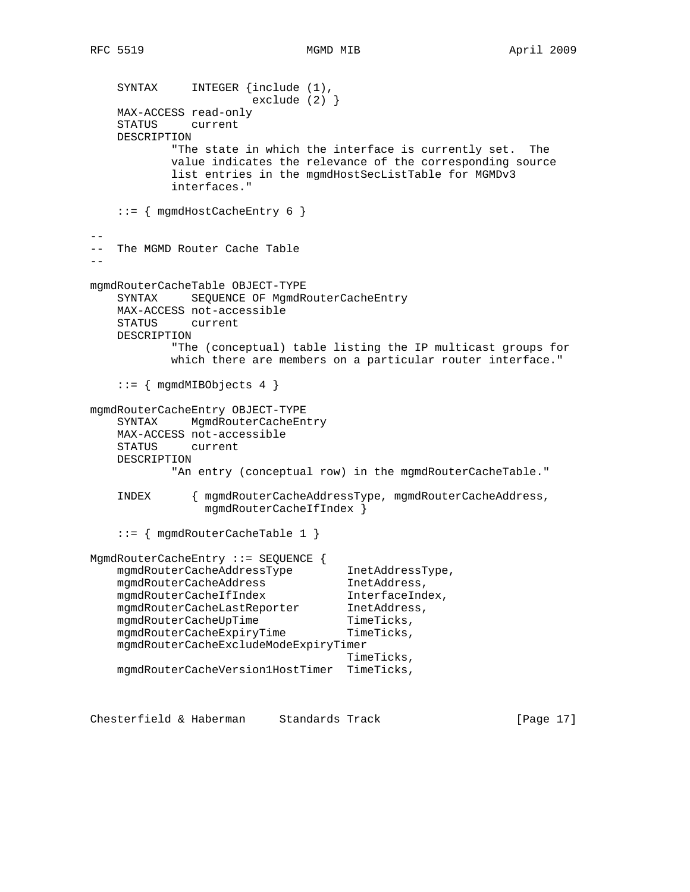```
    SYNTAX     INTEGER {include (1),
                        exclude (2) }
    MAX-ACCESS read-only
    STATUS     current
    DESCRIPTION
            "The state in which the interface is currently set.  The
            value indicates the relevance of the corresponding source
            list entries in the mgmdHostSecListTable for MGMDv3
            interfaces."

    ::= { mgmdHostCacheEntry 6 }

--
--  The MGMD Router Cache Table
--

mgmdRouterCacheTable OBJECT-TYPE
    SYNTAX     SEQUENCE OF MgmdRouterCacheEntry
    MAX-ACCESS not-accessible
    STATUS     current
    DESCRIPTION
            "The (conceptual) table listing the IP multicast groups for
            which there are members on a particular router interface."

    ::= { mgmdMIBObjects 4 }

mgmdRouterCacheEntry OBJECT-TYPE
    SYNTAX     MgmdRouterCacheEntry
    MAX-ACCESS not-accessible
    STATUS     current
    DESCRIPTION
            "An entry (conceptual row) in the mgmdRouterCacheTable."

    INDEX      { mgmdRouterCacheAddressType, mgmdRouterCacheAddress,
                 mgmdRouterCacheIfIndex }

    ::= { mgmdRouterCacheTable 1 }

MgmdRouterCacheEntry ::= SEQUENCE {
    mgmdRouterCacheAddressType        InetAddressType,
    mgmdRouterCacheAddress            InetAddress,
    mgmdRouterCacheIfIndex            InterfaceIndex,
    mgmdRouterCacheLastReporter       InetAddress,
    mgmdRouterCacheUpTime             TimeTicks,
    mgmdRouterCacheExpiryTime         TimeTicks,
    mgmdRouterCacheExcludeModeExpiryTimer
                                      TimeTicks,
    mgmdRouterCacheVersion1HostTimer  TimeTicks,
```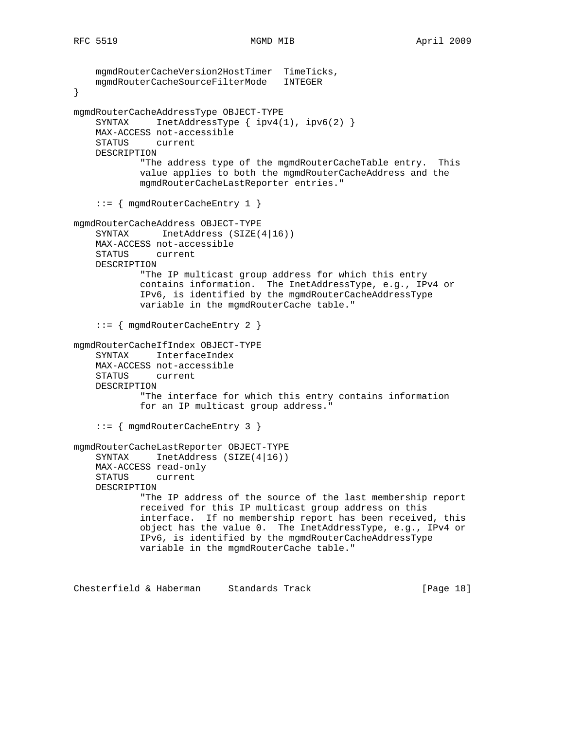```
    mgmdRouterCacheVersion2HostTimer  TimeTicks,
    mgmdRouterCacheSourceFilterMode   INTEGER
}

mgmdRouterCacheAddressType OBJECT-TYPE
    SYNTAX     InetAddressType { ipv4(1), ipv6(2) }
    MAX-ACCESS not-accessible
    STATUS     current
    DESCRIPTION
            "The address type of the mgmdRouterCacheTable entry.  This
            value applies to both the mgmdRouterCacheAddress and the
            mgmdRouterCacheLastReporter entries."

    ::= { mgmdRouterCacheEntry 1 }

mgmdRouterCacheAddress OBJECT-TYPE
    SYNTAX      InetAddress (SIZE(4|16))
    MAX-ACCESS not-accessible
    STATUS     current
    DESCRIPTION
            "The IP multicast group address for which this entry
            contains information.  The InetAddressType, e.g., IPv4 or
            IPv6, is identified by the mgmdRouterCacheAddressType
            variable in the mgmdRouterCache table."

    ::= { mgmdRouterCacheEntry 2 }

mgmdRouterCacheIfIndex OBJECT-TYPE
    SYNTAX     InterfaceIndex
    MAX-ACCESS not-accessible
    STATUS     current
    DESCRIPTION
            "The interface for which this entry contains information
            for an IP multicast group address."

    ::= { mgmdRouterCacheEntry 3 }

mgmdRouterCacheLastReporter OBJECT-TYPE
    SYNTAX     InetAddress (SIZE(4|16))
    MAX-ACCESS read-only
    STATUS     current
    DESCRIPTION
            "The IP address of the source of the last membership report
            received for this IP multicast group address on this
            interface.  If no membership report has been received, this
            object has the value 0.  The InetAddressType, e.g., IPv4 or
            IPv6, is identified by the mgmdRouterCacheAddressType
            variable in the mgmdRouterCache table."
```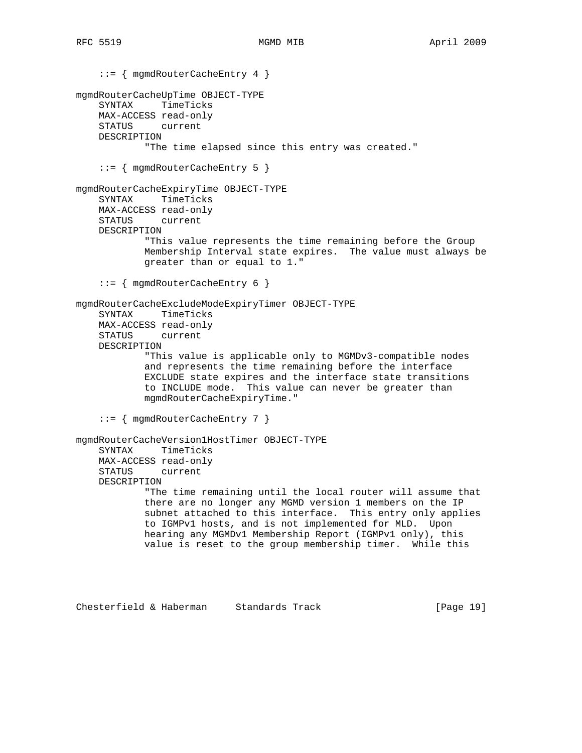```
    ::= { mgmdRouterCacheEntry 4 }

mgmdRouterCacheUpTime OBJECT-TYPE
    SYNTAX     TimeTicks
    MAX-ACCESS read-only
    STATUS     current
    DESCRIPTION
            "The time elapsed since this entry was created."

    ::= { mgmdRouterCacheEntry 5 }

mgmdRouterCacheExpiryTime OBJECT-TYPE
    SYNTAX     TimeTicks
    MAX-ACCESS read-only
    STATUS     current
    DESCRIPTION
            "This value represents the time remaining before the Group
            Membership Interval state expires.  The value must always be
            greater than or equal to 1."

    ::= { mgmdRouterCacheEntry 6 }

mgmdRouterCacheExcludeModeExpiryTimer OBJECT-TYPE
    SYNTAX     TimeTicks
    MAX-ACCESS read-only
    STATUS     current
    DESCRIPTION
            "This value is applicable only to MGMDv3-compatible nodes
            and represents the time remaining before the interface
            EXCLUDE state expires and the interface state transitions
            to INCLUDE mode.  This value can never be greater than
            mgmdRouterCacheExpiryTime."

    ::= { mgmdRouterCacheEntry 7 }

mgmdRouterCacheVersion1HostTimer OBJECT-TYPE
    SYNTAX     TimeTicks
    MAX-ACCESS read-only
    STATUS     current
    DESCRIPTION
            "The time remaining until the local router will assume that
            there are no longer any MGMD version 1 members on the IP
            subnet attached to this interface.  This entry only applies
            to IGMPv1 hosts, and is not implemented for MLD.  Upon
            hearing any MGMDv1 Membership Report (IGMPv1 only), this
            value is reset to the group membership timer.  While this
```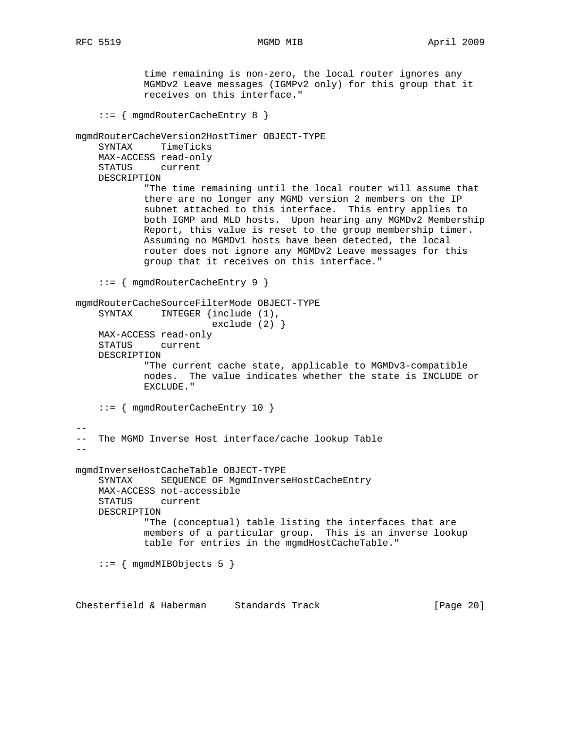```
            time remaining is non-zero, the local router ignores any
            MGMDv2 Leave messages (IGMPv2 only) for this group that it
            receives on this interface."

    ::= { mgmdRouterCacheEntry 8 }

mgmdRouterCacheVersion2HostTimer OBJECT-TYPE
    SYNTAX     TimeTicks
    MAX-ACCESS read-only
    STATUS     current
    DESCRIPTION
            "The time remaining until the local router will assume that
            there are no longer any MGMD version 2 members on the IP
            subnet attached to this interface.  This entry applies to
            both IGMP and MLD hosts.  Upon hearing any MGMDv2 Membership
            Report, this value is reset to the group membership timer.
            Assuming no MGMDv1 hosts have been detected, the local
            router does not ignore any MGMDv2 Leave messages for this
            group that it receives on this interface."

    ::= { mgmdRouterCacheEntry 9 }

mgmdRouterCacheSourceFilterMode OBJECT-TYPE
    SYNTAX     INTEGER {include (1),
                        exclude (2) }
    MAX-ACCESS read-only
    STATUS     current
    DESCRIPTION
            "The current cache state, applicable to MGMDv3-compatible
            nodes.  The value indicates whether the state is INCLUDE or
            EXCLUDE."

    ::= { mgmdRouterCacheEntry 10 }

--
--  The MGMD Inverse Host interface/cache lookup Table
--

mgmdInverseHostCacheTable OBJECT-TYPE
    SYNTAX     SEQUENCE OF MgmdInverseHostCacheEntry
    MAX-ACCESS not-accessible
    STATUS     current
    DESCRIPTION
            "The (conceptual) table listing the interfaces that are
            members of a particular group.  This is an inverse lookup
            table for entries in the mgmdHostCacheTable."

    ::= { mgmdMIBObjects 5 }
```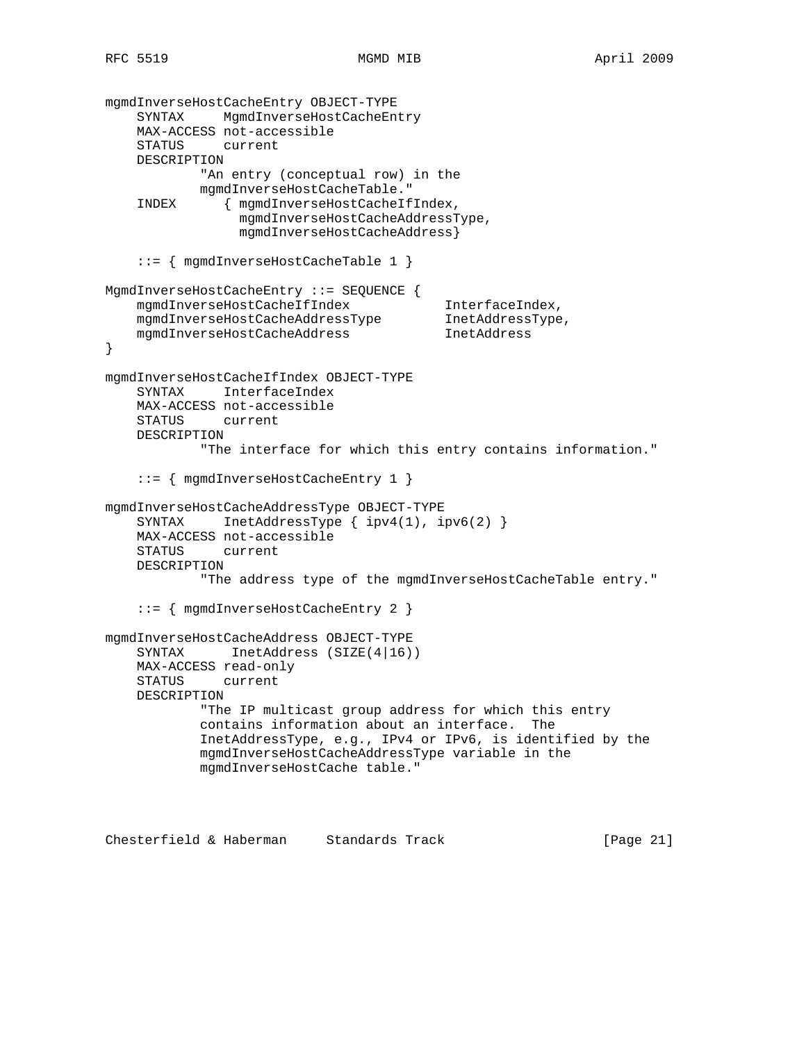```
mgmdInverseHostCacheEntry OBJECT-TYPE
    SYNTAX     MgmdInverseHostCacheEntry
    MAX-ACCESS not-accessible
    STATUS     current
    DESCRIPTION
            "An entry (conceptual row) in the
            mgmdInverseHostCacheTable."
    INDEX      { mgmdInverseHostCacheIfIndex,
                 mgmdInverseHostCacheAddressType,
                 mgmdInverseHostCacheAddress}

    ::= { mgmdInverseHostCacheTable 1 }

MgmdInverseHostCacheEntry ::= SEQUENCE {
    mgmdInverseHostCacheIfIndex            InterfaceIndex,
    mgmdInverseHostCacheAddressType        InetAddressType,
    mgmdInverseHostCacheAddress            InetAddress
}

mgmdInverseHostCacheIfIndex OBJECT-TYPE
    SYNTAX     InterfaceIndex
    MAX-ACCESS not-accessible
    STATUS     current
    DESCRIPTION
            "The interface for which this entry contains information."

    ::= { mgmdInverseHostCacheEntry 1 }

mgmdInverseHostCacheAddressType OBJECT-TYPE
    SYNTAX     InetAddressType { ipv4(1), ipv6(2) }
    MAX-ACCESS not-accessible
    STATUS     current
    DESCRIPTION
            "The address type of the mgmdInverseHostCacheTable entry."

    ::= { mgmdInverseHostCacheEntry 2 }

mgmdInverseHostCacheAddress OBJECT-TYPE
    SYNTAX      InetAddress (SIZE(4|16))
    MAX-ACCESS read-only
    STATUS     current
    DESCRIPTION
            "The IP multicast group address for which this entry
            contains information about an interface.  The
            InetAddressType, e.g., IPv4 or IPv6, is identified by the
            mgmdInverseHostCacheAddressType variable in the
            mgmdInverseHostCache table."
```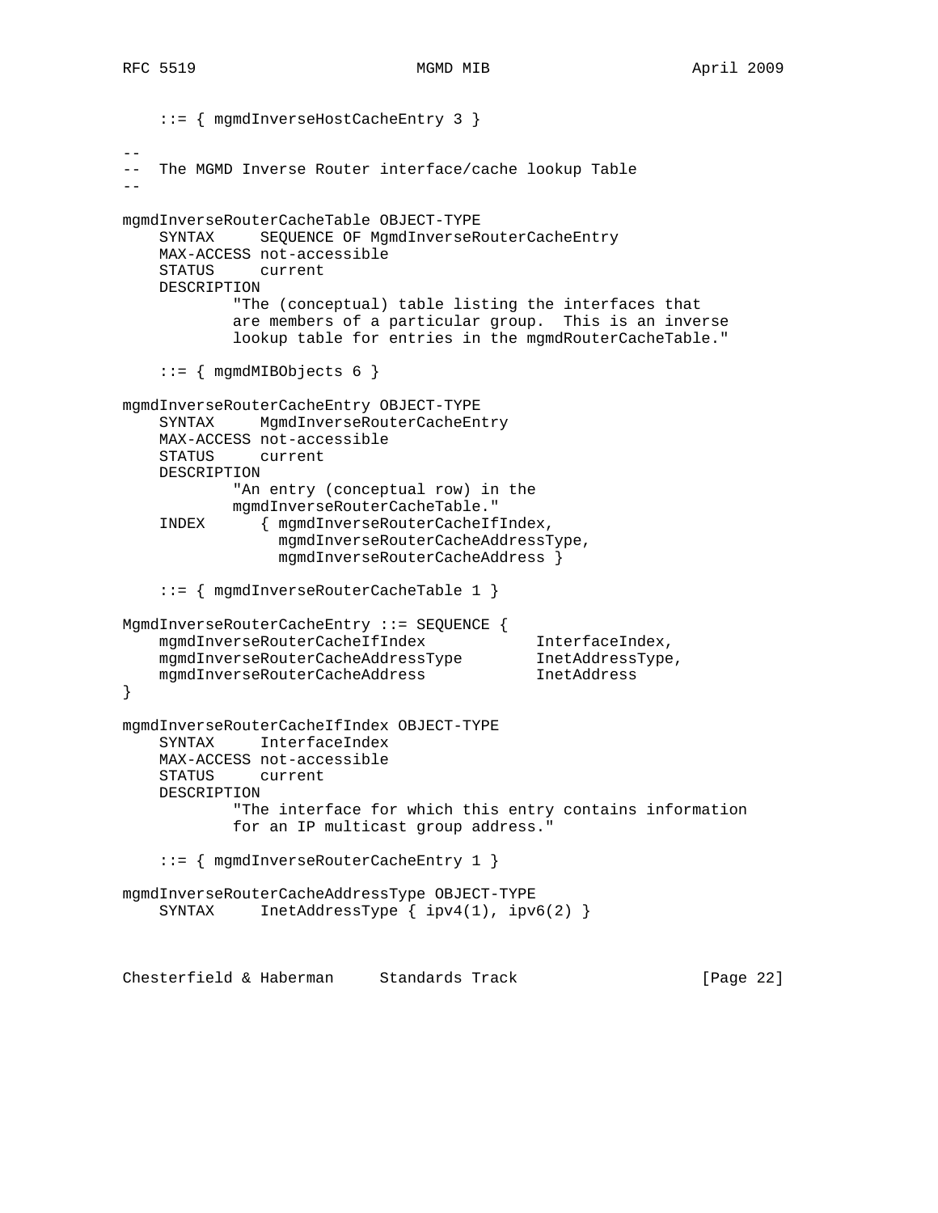```
    ::= { mgmdInverseHostCacheEntry 3 }

--
--  The MGMD Inverse Router interface/cache lookup Table
--

mgmdInverseRouterCacheTable OBJECT-TYPE
    SYNTAX     SEQUENCE OF MgmdInverseRouterCacheEntry
    MAX-ACCESS not-accessible
    STATUS     current
    DESCRIPTION
            "The (conceptual) table listing the interfaces that
            are members of a particular group.  This is an inverse
            lookup table for entries in the mgmdRouterCacheTable."

    ::= { mgmdMIBObjects 6 }

mgmdInverseRouterCacheEntry OBJECT-TYPE
    SYNTAX     MgmdInverseRouterCacheEntry
    MAX-ACCESS not-accessible
    STATUS     current
    DESCRIPTION
            "An entry (conceptual row) in the
            mgmdInverseRouterCacheTable."
    INDEX      { mgmdInverseRouterCacheIfIndex,
                 mgmdInverseRouterCacheAddressType,
                 mgmdInverseRouterCacheAddress }

    ::= { mgmdInverseRouterCacheTable 1 }

MgmdInverseRouterCacheEntry ::= SEQUENCE {
    mgmdInverseRouterCacheIfIndex           InterfaceIndex,
    mgmdInverseRouterCacheAddressType       InetAddressType,
    mgmdInverseRouterCacheAddress           InetAddress
}

mgmdInverseRouterCacheIfIndex OBJECT-TYPE
    SYNTAX     InterfaceIndex
    MAX-ACCESS not-accessible
    STATUS     current
    DESCRIPTION
            "The interface for which this entry contains information
            for an IP multicast group address."

    ::= { mgmdInverseRouterCacheEntry 1 }

mgmdInverseRouterCacheAddressType OBJECT-TYPE
    SYNTAX     InetAddressType { ipv4(1), ipv6(2) }
```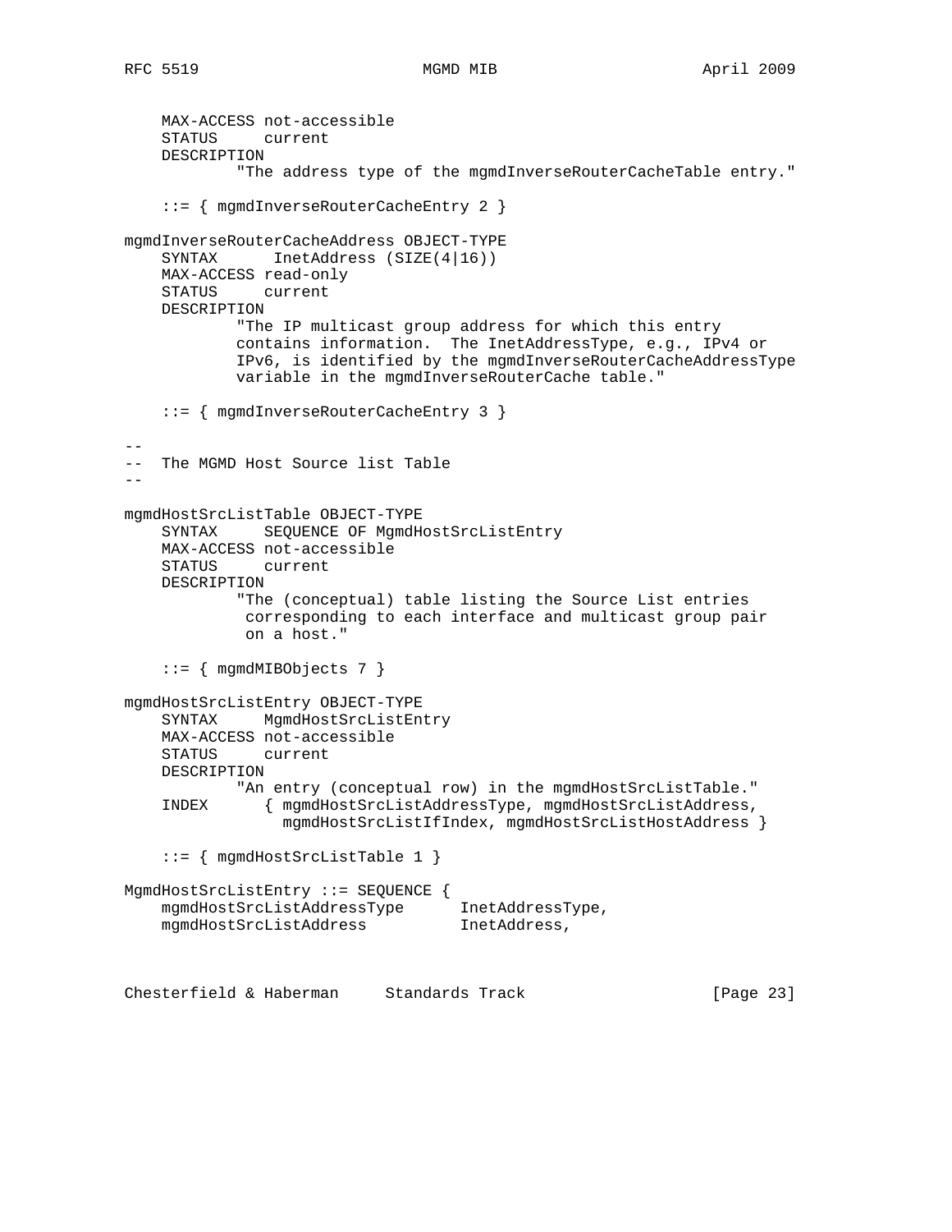```
    MAX-ACCESS not-accessible
    STATUS     current
    DESCRIPTION
            "The address type of the mgmdInverseRouterCacheTable entry."

    ::= { mgmdInverseRouterCacheEntry 2 }

mgmdInverseRouterCacheAddress OBJECT-TYPE
    SYNTAX      InetAddress (SIZE(4|16))
    MAX-ACCESS read-only
    STATUS     current
    DESCRIPTION
            "The IP multicast group address for which this entry
            contains information.  The InetAddressType, e.g., IPv4 or
            IPv6, is identified by the mgmdInverseRouterCacheAddressType
            variable in the mgmdInverseRouterCache table."

    ::= { mgmdInverseRouterCacheEntry 3 }

--
--  The MGMD Host Source list Table
--

mgmdHostSrcListTable OBJECT-TYPE
    SYNTAX     SEQUENCE OF MgmdHostSrcListEntry
    MAX-ACCESS not-accessible
    STATUS     current
    DESCRIPTION
            "The (conceptual) table listing the Source List entries
             corresponding to each interface and multicast group pair
             on a host."

    ::= { mgmdMIBObjects 7 }

mgmdHostSrcListEntry OBJECT-TYPE
    SYNTAX     MgmdHostSrcListEntry
    MAX-ACCESS not-accessible
    STATUS     current
    DESCRIPTION
            "An entry (conceptual row) in the mgmdHostSrcListTable."
    INDEX      { mgmdHostSrcListAddressType, mgmdHostSrcListAddress,
                 mgmdHostSrcListIfIndex, mgmdHostSrcListHostAddress }

    ::= { mgmdHostSrcListTable 1 }

MgmdHostSrcListEntry ::= SEQUENCE {
    mgmdHostSrcListAddressType      InetAddressType,
    mgmdHostSrcListAddress          InetAddress,
```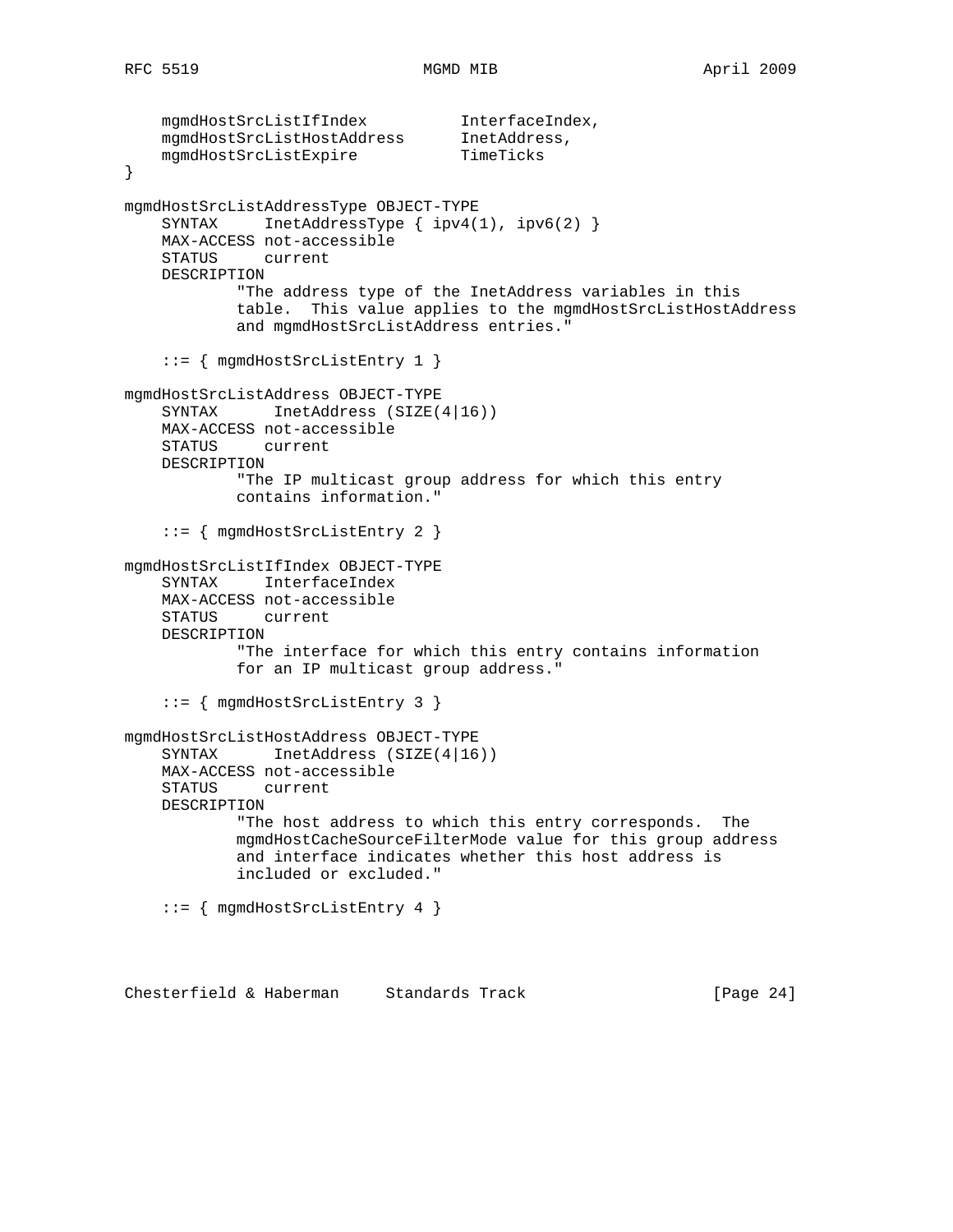```
    mgmdHostSrcListIfIndex          InterfaceIndex,
    mgmdHostSrcListHostAddress      InetAddress,
    mgmdHostSrcListExpire           TimeTicks
}

mgmdHostSrcListAddressType OBJECT-TYPE
    SYNTAX     InetAddressType { ipv4(1), ipv6(2) }
    MAX-ACCESS not-accessible
    STATUS     current
    DESCRIPTION
            "The address type of the InetAddress variables in this
            table.  This value applies to the mgmdHostSrcListHostAddress
            and mgmdHostSrcListAddress entries."

    ::= { mgmdHostSrcListEntry 1 }

mgmdHostSrcListAddress OBJECT-TYPE
    SYNTAX      InetAddress (SIZE(4|16))
    MAX-ACCESS not-accessible
    STATUS     current
    DESCRIPTION
            "The IP multicast group address for which this entry
            contains information."

    ::= { mgmdHostSrcListEntry 2 }

mgmdHostSrcListIfIndex OBJECT-TYPE
    SYNTAX     InterfaceIndex
    MAX-ACCESS not-accessible
    STATUS     current
    DESCRIPTION
            "The interface for which this entry contains information
            for an IP multicast group address."

    ::= { mgmdHostSrcListEntry 3 }

mgmdHostSrcListHostAddress OBJECT-TYPE
    SYNTAX      InetAddress (SIZE(4|16))
    MAX-ACCESS not-accessible
    STATUS     current
    DESCRIPTION
            "The host address to which this entry corresponds.  The
            mgmdHostCacheSourceFilterMode value for this group address
            and interface indicates whether this host address is
            included or excluded."

    ::= { mgmdHostSrcListEntry 4 }
```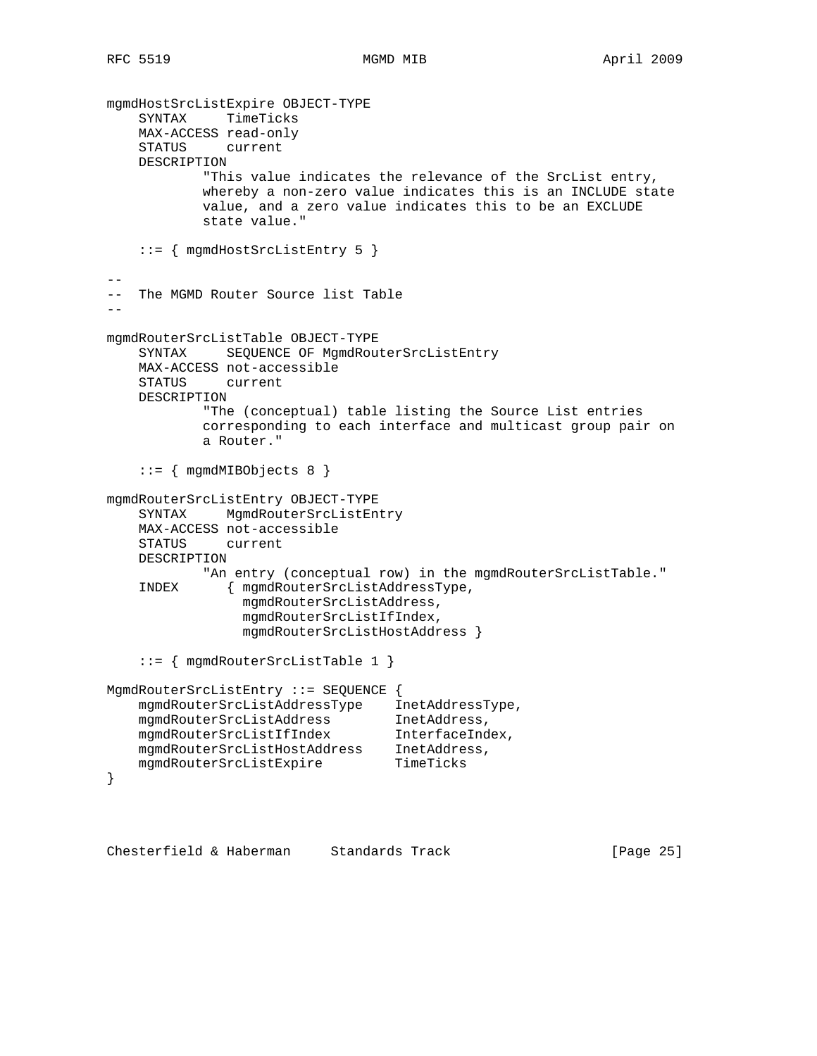```
mgmdHostSrcListExpire OBJECT-TYPE
    SYNTAX     TimeTicks
    MAX-ACCESS read-only
    STATUS     current
    DESCRIPTION
            "This value indicates the relevance of the SrcList entry,
            whereby a non-zero value indicates this is an INCLUDE state
            value, and a zero value indicates this to be an EXCLUDE
            state value."

    ::= { mgmdHostSrcListEntry 5 }

--
--  The MGMD Router Source list Table
--

mgmdRouterSrcListTable OBJECT-TYPE
    SYNTAX     SEQUENCE OF MgmdRouterSrcListEntry
    MAX-ACCESS not-accessible
    STATUS     current
    DESCRIPTION
            "The (conceptual) table listing the Source List entries
            corresponding to each interface and multicast group pair on
            a Router."

    ::= { mgmdMIBObjects 8 }

mgmdRouterSrcListEntry OBJECT-TYPE
    SYNTAX     MgmdRouterSrcListEntry
    MAX-ACCESS not-accessible
    STATUS     current
    DESCRIPTION
            "An entry (conceptual row) in the mgmdRouterSrcListTable."
    INDEX      { mgmdRouterSrcListAddressType,
                 mgmdRouterSrcListAddress,
                 mgmdRouterSrcListIfIndex,
                 mgmdRouterSrcListHostAddress }

    ::= { mgmdRouterSrcListTable 1 }

MgmdRouterSrcListEntry ::= SEQUENCE {
    mgmdRouterSrcListAddressType    InetAddressType,
    mgmdRouterSrcListAddress        InetAddress,
    mgmdRouterSrcListIfIndex        InterfaceIndex,
    mgmdRouterSrcListHostAddress    InetAddress,
    mgmdRouterSrcListExpire         TimeTicks
}
```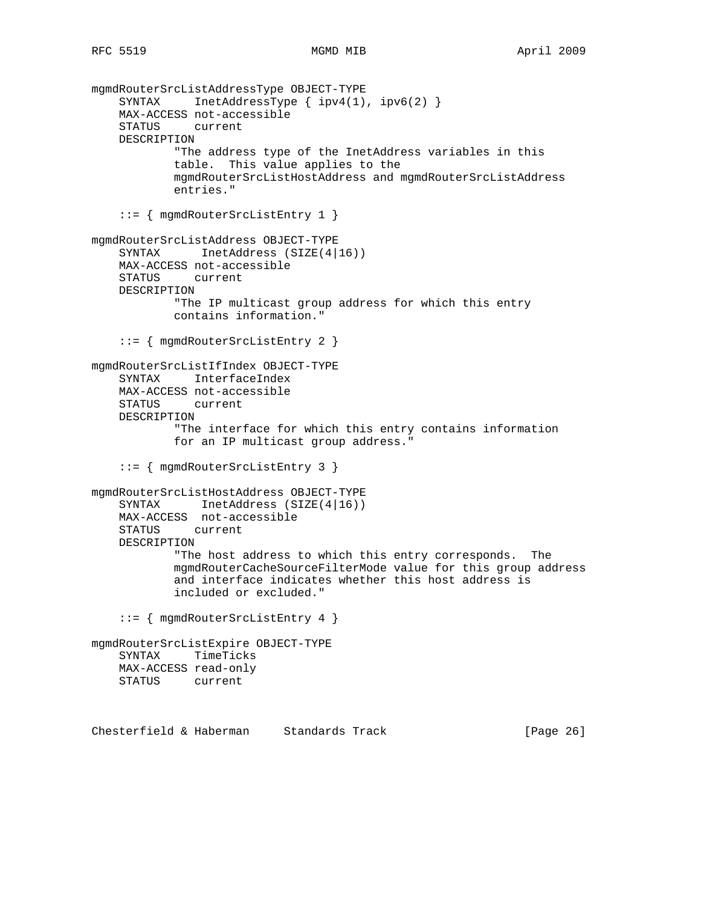```
mgmdRouterSrcListAddressType OBJECT-TYPE
    SYNTAX     InetAddressType { ipv4(1), ipv6(2) }
    MAX-ACCESS not-accessible
    STATUS     current
    DESCRIPTION
            "The address type of the InetAddress variables in this
            table.  This value applies to the
            mgmdRouterSrcListHostAddress and mgmdRouterSrcListAddress
            entries."

    ::= { mgmdRouterSrcListEntry 1 }

mgmdRouterSrcListAddress OBJECT-TYPE
    SYNTAX      InetAddress (SIZE(4|16))
    MAX-ACCESS not-accessible
    STATUS     current
    DESCRIPTION
            "The IP multicast group address for which this entry
            contains information."

    ::= { mgmdRouterSrcListEntry 2 }

mgmdRouterSrcListIfIndex OBJECT-TYPE
    SYNTAX     InterfaceIndex
    MAX-ACCESS not-accessible
    STATUS     current
    DESCRIPTION
            "The interface for which this entry contains information
            for an IP multicast group address."

    ::= { mgmdRouterSrcListEntry 3 }

mgmdRouterSrcListHostAddress OBJECT-TYPE
    SYNTAX      InetAddress (SIZE(4|16))
    MAX-ACCESS  not-accessible
    STATUS     current
    DESCRIPTION
            "The host address to which this entry corresponds.  The
            mgmdRouterCacheSourceFilterMode value for this group address
            and interface indicates whether this host address is
            included or excluded."

    ::= { mgmdRouterSrcListEntry 4 }

mgmdRouterSrcListExpire OBJECT-TYPE
    SYNTAX     TimeTicks
    MAX-ACCESS read-only
    STATUS     current
```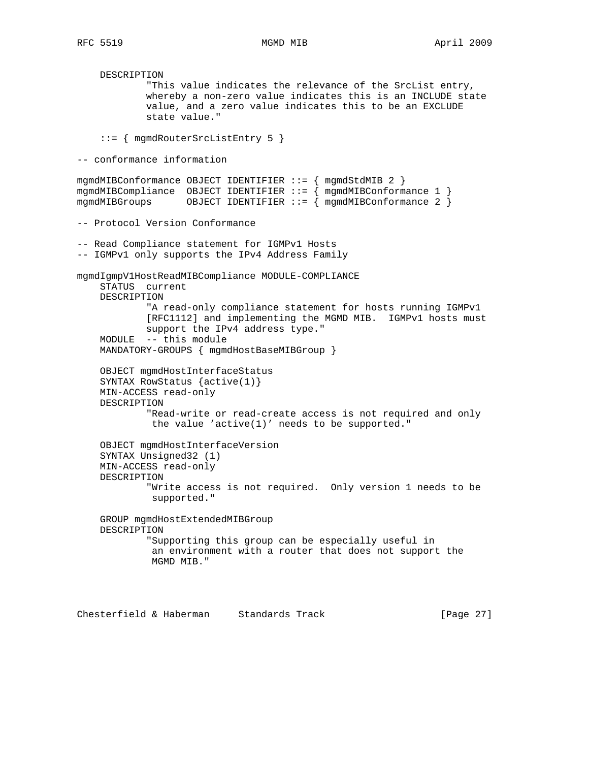```
    DESCRIPTION
            "This value indicates the relevance of the SrcList entry,
            whereby a non-zero value indicates this is an INCLUDE state
            value, and a zero value indicates this to be an EXCLUDE
            state value."

    ::= { mgmdRouterSrcListEntry 5 }

-- conformance information

mgmdMIBConformance OBJECT IDENTIFIER ::= { mgmdStdMIB 2 }
mgmdMIBCompliance  OBJECT IDENTIFIER ::= { mgmdMIBConformance 1 }
mgmdMIBGroups      OBJECT IDENTIFIER ::= { mgmdMIBConformance 2 }

-- Protocol Version Conformance

-- Read Compliance statement for IGMPv1 Hosts
-- IGMPv1 only supports the IPv4 Address Family

mgmdIgmpV1HostReadMIBCompliance MODULE-COMPLIANCE
    STATUS  current
    DESCRIPTION
            "A read-only compliance statement for hosts running IGMPv1
            [RFC1112] and implementing the MGMD MIB.  IGMPv1 hosts must
            support the IPv4 address type."
    MODULE  -- this module
    MANDATORY-GROUPS { mgmdHostBaseMIBGroup }

    OBJECT mgmdHostInterfaceStatus
    SYNTAX RowStatus {active(1)}
    MIN-ACCESS read-only
    DESCRIPTION
            "Read-write or read-create access is not required and only
             the value 'active(1)' needs to be supported."

    OBJECT mgmdHostInterfaceVersion
    SYNTAX Unsigned32 (1)
    MIN-ACCESS read-only
    DESCRIPTION
            "Write access is not required.  Only version 1 needs to be
             supported."

    GROUP mgmdHostExtendedMIBGroup
    DESCRIPTION
            "Supporting this group can be especially useful in
             an environment with a router that does not support the
             MGMD MIB."
```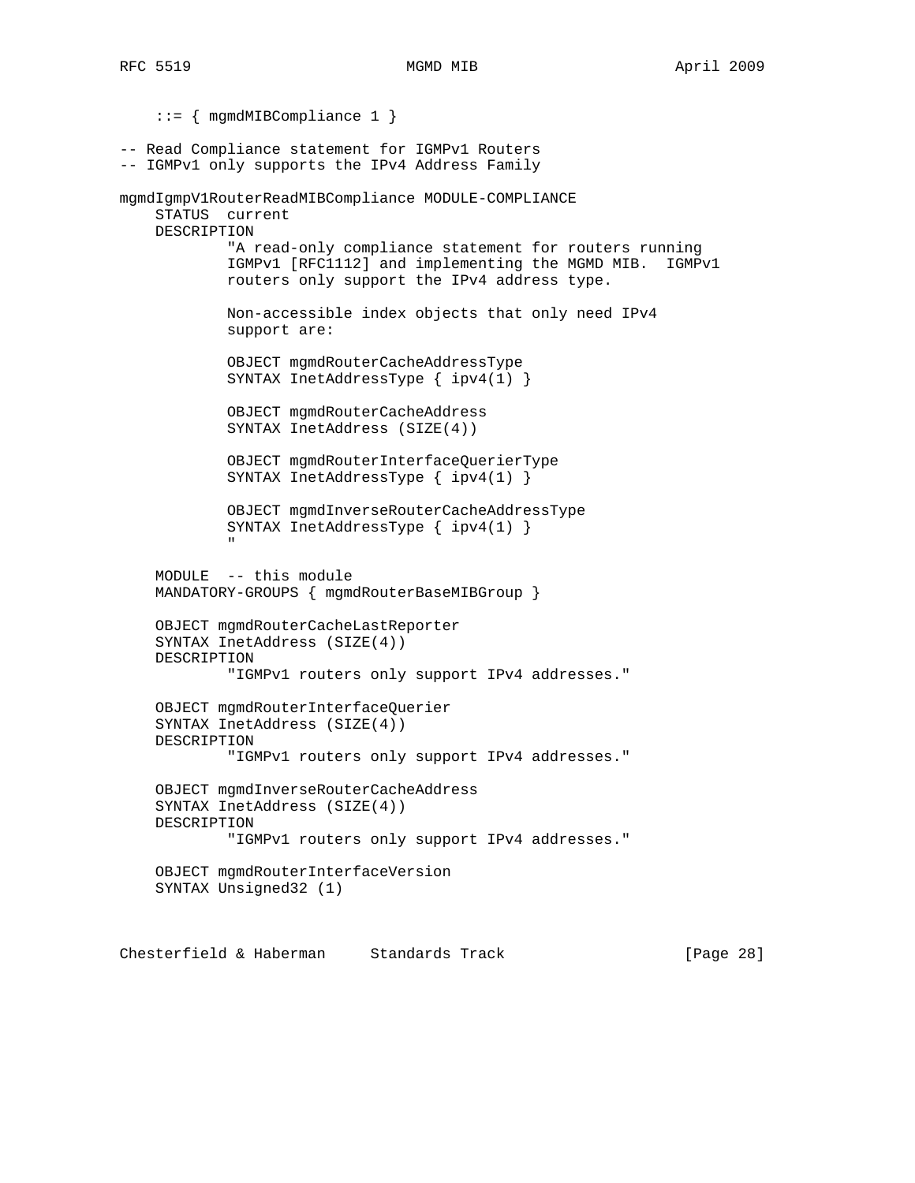```
    ::= { mgmdMIBCompliance 1 }

-- Read Compliance statement for IGMPv1 Routers
-- IGMPv1 only supports the IPv4 Address Family

mgmdIgmpV1RouterReadMIBCompliance MODULE-COMPLIANCE
    STATUS  current
    DESCRIPTION
            "A read-only compliance statement for routers running
            IGMPv1 [RFC1112] and implementing the MGMD MIB.  IGMPv1
            routers only support the IPv4 address type.

            Non-accessible index objects that only need IPv4
            support are:

            OBJECT mgmdRouterCacheAddressType
            SYNTAX InetAddressType { ipv4(1) }

            OBJECT mgmdRouterCacheAddress
            SYNTAX InetAddress (SIZE(4))

            OBJECT mgmdRouterInterfaceQuerierType
            SYNTAX InetAddressType { ipv4(1) }

            OBJECT mgmdInverseRouterCacheAddressType
            SYNTAX InetAddressType { ipv4(1) }
            "

    MODULE  -- this module
    MANDATORY-GROUPS { mgmdRouterBaseMIBGroup }

    OBJECT mgmdRouterCacheLastReporter
    SYNTAX InetAddress (SIZE(4))
    DESCRIPTION
            "IGMPv1 routers only support IPv4 addresses."

    OBJECT mgmdRouterInterfaceQuerier
    SYNTAX InetAddress (SIZE(4))
    DESCRIPTION
            "IGMPv1 routers only support IPv4 addresses."

    OBJECT mgmdInverseRouterCacheAddress
    SYNTAX InetAddress (SIZE(4))
    DESCRIPTION
            "IGMPv1 routers only support IPv4 addresses."

    OBJECT mgmdRouterInterfaceVersion
    SYNTAX Unsigned32 (1)
```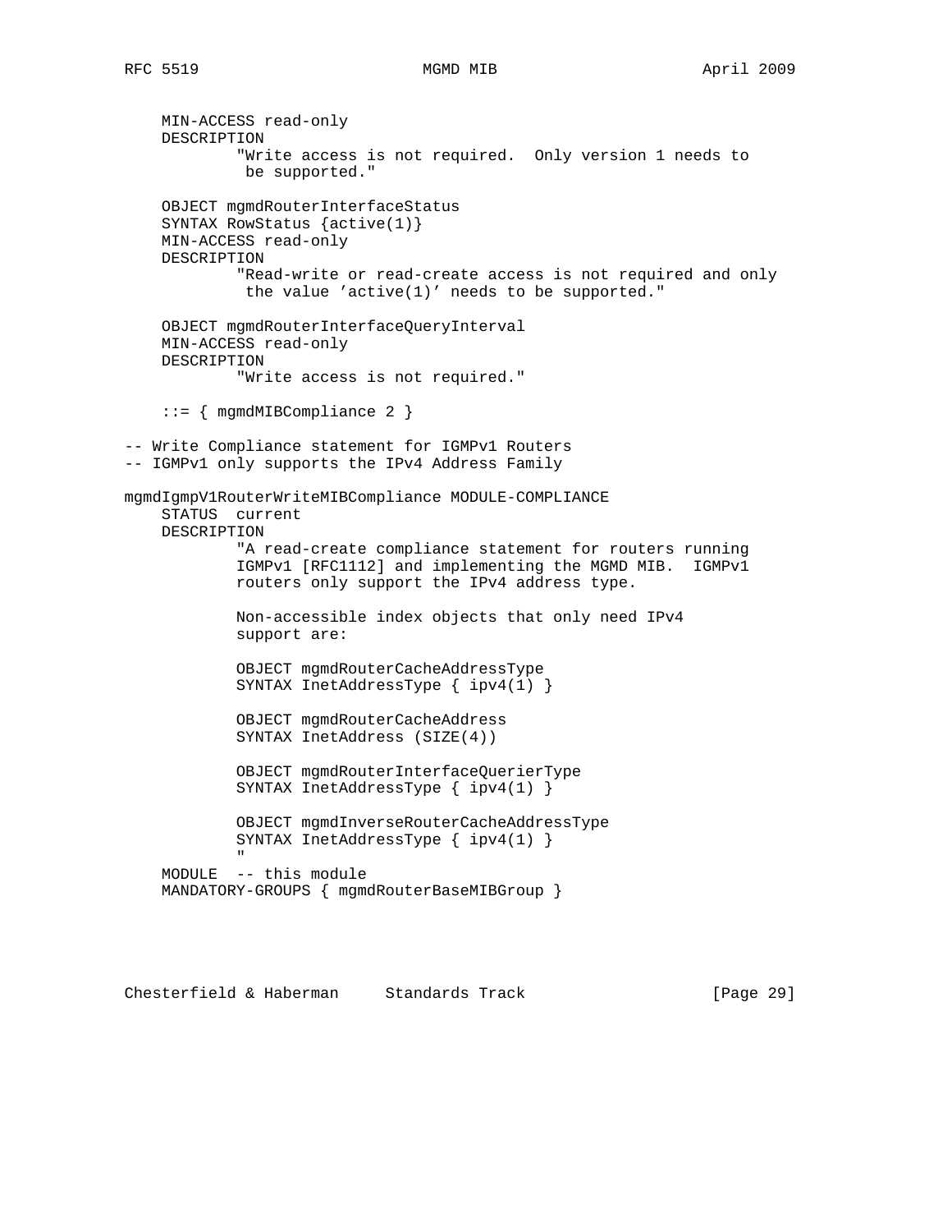```
    MIN-ACCESS read-only
    DESCRIPTION
            "Write access is not required.  Only version 1 needs to
             be supported."

    OBJECT mgmdRouterInterfaceStatus
    SYNTAX RowStatus {active(1)}
    MIN-ACCESS read-only
    DESCRIPTION
            "Read-write or read-create access is not required and only
             the value 'active(1)' needs to be supported."

    OBJECT mgmdRouterInterfaceQueryInterval
    MIN-ACCESS read-only
    DESCRIPTION
            "Write access is not required."

    ::= { mgmdMIBCompliance 2 }

-- Write Compliance statement for IGMPv1 Routers
-- IGMPv1 only supports the IPv4 Address Family

mgmdIgmpV1RouterWriteMIBCompliance MODULE-COMPLIANCE
    STATUS  current
    DESCRIPTION
            "A read-create compliance statement for routers running
            IGMPv1 [RFC1112] and implementing the MGMD MIB.  IGMPv1
            routers only support the IPv4 address type.

            Non-accessible index objects that only need IPv4
            support are:

            OBJECT mgmdRouterCacheAddressType
            SYNTAX InetAddressType { ipv4(1) }

            OBJECT mgmdRouterCacheAddress
            SYNTAX InetAddress (SIZE(4))

            OBJECT mgmdRouterInterfaceQuerierType
            SYNTAX InetAddressType { ipv4(1) }

            OBJECT mgmdInverseRouterCacheAddressType
            SYNTAX InetAddressType { ipv4(1) }
            "
    MODULE  -- this module
    MANDATORY-GROUPS { mgmdRouterBaseMIBGroup }
```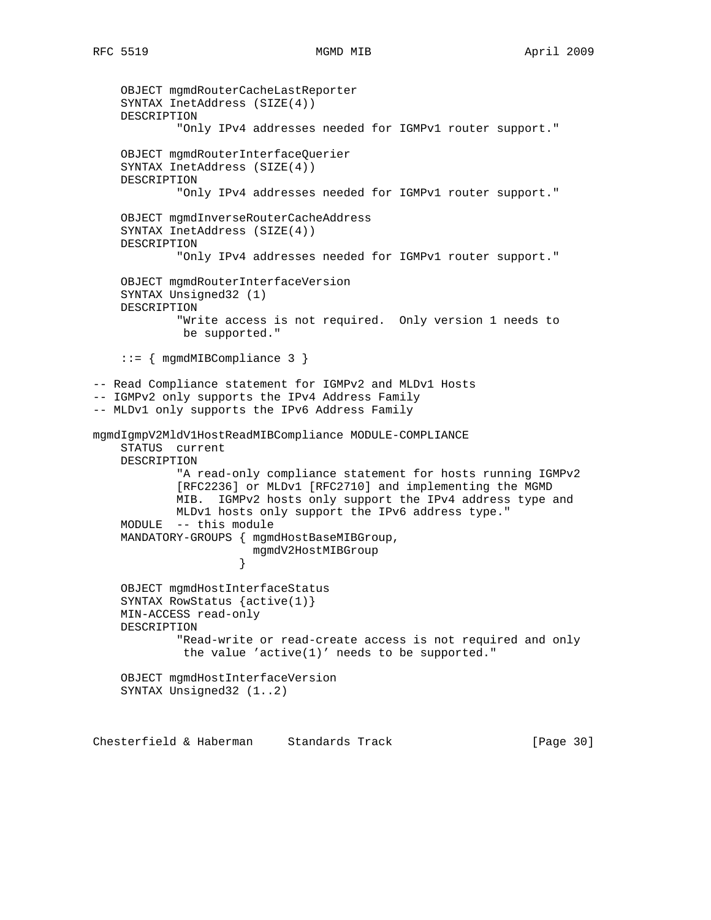```
    OBJECT mgmdRouterCacheLastReporter
    SYNTAX InetAddress (SIZE(4))
    DESCRIPTION
            "Only IPv4 addresses needed for IGMPv1 router support."

    OBJECT mgmdRouterInterfaceQuerier
    SYNTAX InetAddress (SIZE(4))
    DESCRIPTION
            "Only IPv4 addresses needed for IGMPv1 router support."

    OBJECT mgmdInverseRouterCacheAddress
    SYNTAX InetAddress (SIZE(4))
    DESCRIPTION
            "Only IPv4 addresses needed for IGMPv1 router support."

    OBJECT mgmdRouterInterfaceVersion
    SYNTAX Unsigned32 (1)
    DESCRIPTION
            "Write access is not required.  Only version 1 needs to
             be supported."

    ::= { mgmdMIBCompliance 3 }

-- Read Compliance statement for IGMPv2 and MLDv1 Hosts
-- IGMPv2 only supports the IPv4 Address Family
-- MLDv1 only supports the IPv6 Address Family

mgmdIgmpV2MldV1HostReadMIBCompliance MODULE-COMPLIANCE
    STATUS  current
    DESCRIPTION
            "A read-only compliance statement for hosts running IGMPv2
            [RFC2236] or MLDv1 [RFC2710] and implementing the MGMD
            MIB.  IGMPv2 hosts only support the IPv4 address type and
            MLDv1 hosts only support the IPv6 address type."
    MODULE  -- this module
    MANDATORY-GROUPS { mgmdHostBaseMIBGroup,
                       mgmdV2HostMIBGroup
                     }

    OBJECT mgmdHostInterfaceStatus
    SYNTAX RowStatus {active(1)}
    MIN-ACCESS read-only
    DESCRIPTION
            "Read-write or read-create access is not required and only
             the value 'active(1)' needs to be supported."

    OBJECT mgmdHostInterfaceVersion
    SYNTAX Unsigned32 (1..2)
```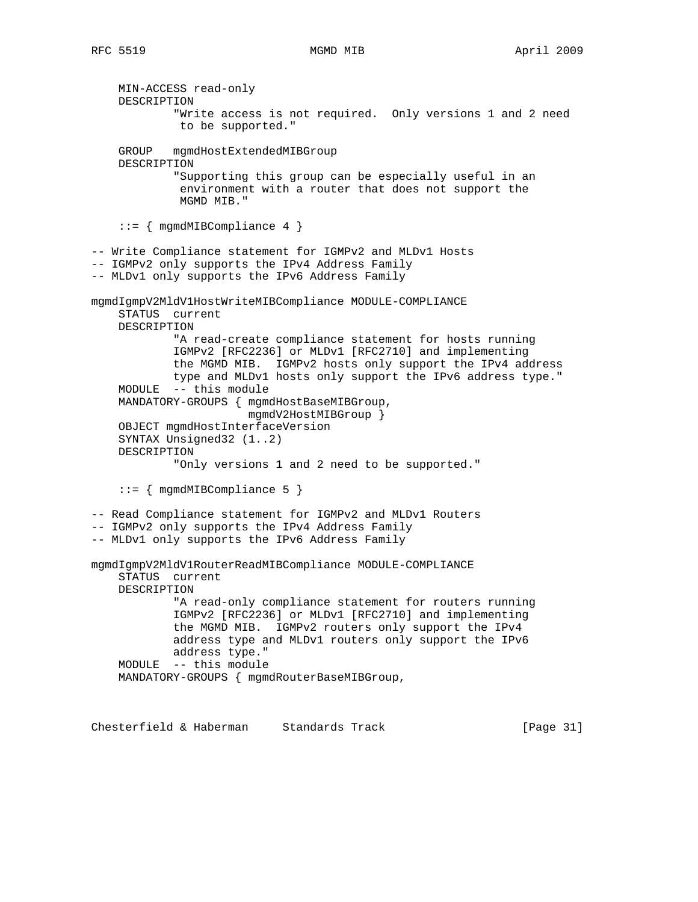```
    MIN-ACCESS read-only
    DESCRIPTION
            "Write access is not required.  Only versions 1 and 2 need
             to be supported."

    GROUP   mgmdHostExtendedMIBGroup
    DESCRIPTION
            "Supporting this group can be especially useful in an
             environment with a router that does not support the
             MGMD MIB."

    ::= { mgmdMIBCompliance 4 }

-- Write Compliance statement for IGMPv2 and MLDv1 Hosts
-- IGMPv2 only supports the IPv4 Address Family
-- MLDv1 only supports the IPv6 Address Family

mgmdIgmpV2MldV1HostWriteMIBCompliance MODULE-COMPLIANCE
    STATUS  current
    DESCRIPTION
            "A read-create compliance statement for hosts running
            IGMPv2 [RFC2236] or MLDv1 [RFC2710] and implementing
            the MGMD MIB.  IGMPv2 hosts only support the IPv4 address
            type and MLDv1 hosts only support the IPv6 address type."
    MODULE  -- this module
    MANDATORY-GROUPS { mgmdHostBaseMIBGroup,
                       mgmdV2HostMIBGroup }
    OBJECT mgmdHostInterfaceVersion
    SYNTAX Unsigned32 (1..2)
    DESCRIPTION
            "Only versions 1 and 2 need to be supported."

    ::= { mgmdMIBCompliance 5 }

-- Read Compliance statement for IGMPv2 and MLDv1 Routers
-- IGMPv2 only supports the IPv4 Address Family
-- MLDv1 only supports the IPv6 Address Family

mgmdIgmpV2MldV1RouterReadMIBCompliance MODULE-COMPLIANCE
    STATUS  current
    DESCRIPTION
            "A read-only compliance statement for routers running
            IGMPv2 [RFC2236] or MLDv1 [RFC2710] and implementing
            the MGMD MIB.  IGMPv2 routers only support the IPv4
            address type and MLDv1 routers only support the IPv6
            address type."
    MODULE  -- this module
    MANDATORY-GROUPS { mgmdRouterBaseMIBGroup,
```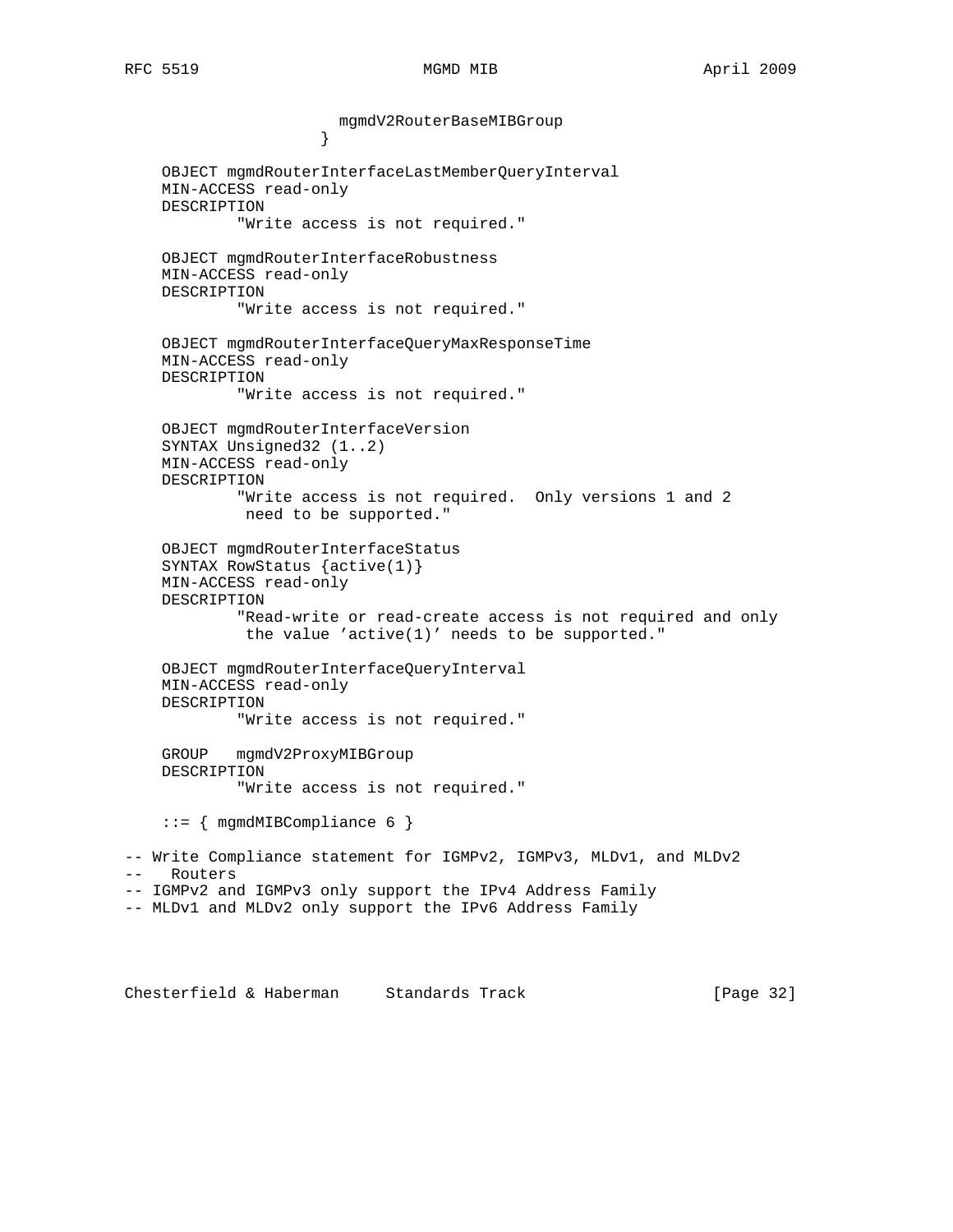```
                      mgmdV2RouterBaseMIBGroup
                    }

    OBJECT mgmdRouterInterfaceLastMemberQueryInterval
    MIN-ACCESS read-only
    DESCRIPTION
            "Write access is not required."

    OBJECT mgmdRouterInterfaceRobustness
    MIN-ACCESS read-only
    DESCRIPTION
            "Write access is not required."

    OBJECT mgmdRouterInterfaceQueryMaxResponseTime
    MIN-ACCESS read-only
    DESCRIPTION
            "Write access is not required."

    OBJECT mgmdRouterInterfaceVersion
    SYNTAX Unsigned32 (1..2)
    MIN-ACCESS read-only
    DESCRIPTION
            "Write access is not required.  Only versions 1 and 2
             need to be supported."

    OBJECT mgmdRouterInterfaceStatus
    SYNTAX RowStatus {active(1)}
    MIN-ACCESS read-only
    DESCRIPTION
            "Read-write or read-create access is not required and only
             the value 'active(1)' needs to be supported."

    OBJECT mgmdRouterInterfaceQueryInterval
    MIN-ACCESS read-only
    DESCRIPTION
            "Write access is not required."

    GROUP   mgmdV2ProxyMIBGroup
    DESCRIPTION
            "Write access is not required."

    ::= { mgmdMIBCompliance 6 }

-- Write Compliance statement for IGMPv2, IGMPv3, MLDv1, and MLDv2
--   Routers
-- IGMPv2 and IGMPv3 only support the IPv4 Address Family
-- MLDv1 and MLDv2 only support the IPv6 Address Family
```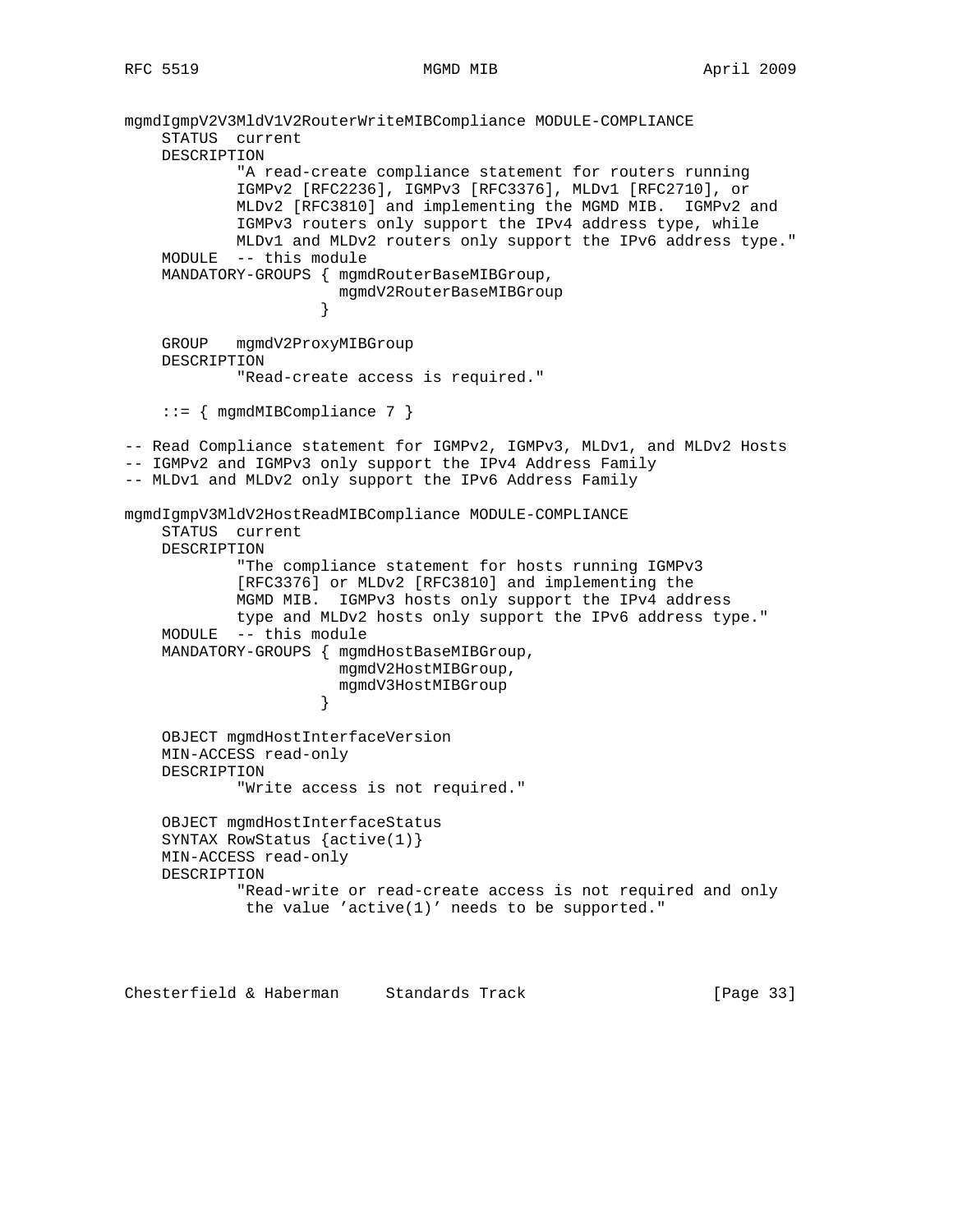```
mgmdIgmpV2V3MldV1V2RouterWriteMIBCompliance MODULE-COMPLIANCE
    STATUS  current
    DESCRIPTION
            "A read-create compliance statement for routers running
            IGMPv2 [RFC2236], IGMPv3 [RFC3376], MLDv1 [RFC2710], or
            MLDv2 [RFC3810] and implementing the MGMD MIB.  IGMPv2 and
            IGMPv3 routers only support the IPv4 address type, while
            MLDv1 and MLDv2 routers only support the IPv6 address type."
    MODULE  -- this module
    MANDATORY-GROUPS { mgmdRouterBaseMIBGroup,
                       mgmdV2RouterBaseMIBGroup
                     }

    GROUP   mgmdV2ProxyMIBGroup
    DESCRIPTION
            "Read-create access is required."

    ::= { mgmdMIBCompliance 7 }

-- Read Compliance statement for IGMPv2, IGMPv3, MLDv1, and MLDv2 Hosts
-- IGMPv2 and IGMPv3 only support the IPv4 Address Family
-- MLDv1 and MLDv2 only support the IPv6 Address Family

mgmdIgmpV3MldV2HostReadMIBCompliance MODULE-COMPLIANCE
    STATUS  current
    DESCRIPTION
            "The compliance statement for hosts running IGMPv3
            [RFC3376] or MLDv2 [RFC3810] and implementing the
            MGMD MIB.  IGMPv3 hosts only support the IPv4 address
            type and MLDv2 hosts only support the IPv6 address type."
    MODULE  -- this module
    MANDATORY-GROUPS { mgmdHostBaseMIBGroup,
                       mgmdV2HostMIBGroup,
                       mgmdV3HostMIBGroup
                     }

    OBJECT mgmdHostInterfaceVersion
    MIN-ACCESS read-only
    DESCRIPTION
            "Write access is not required."

    OBJECT mgmdHostInterfaceStatus
    SYNTAX RowStatus {active(1)}
    MIN-ACCESS read-only
    DESCRIPTION
            "Read-write or read-create access is not required and only
             the value 'active(1)' needs to be supported."
```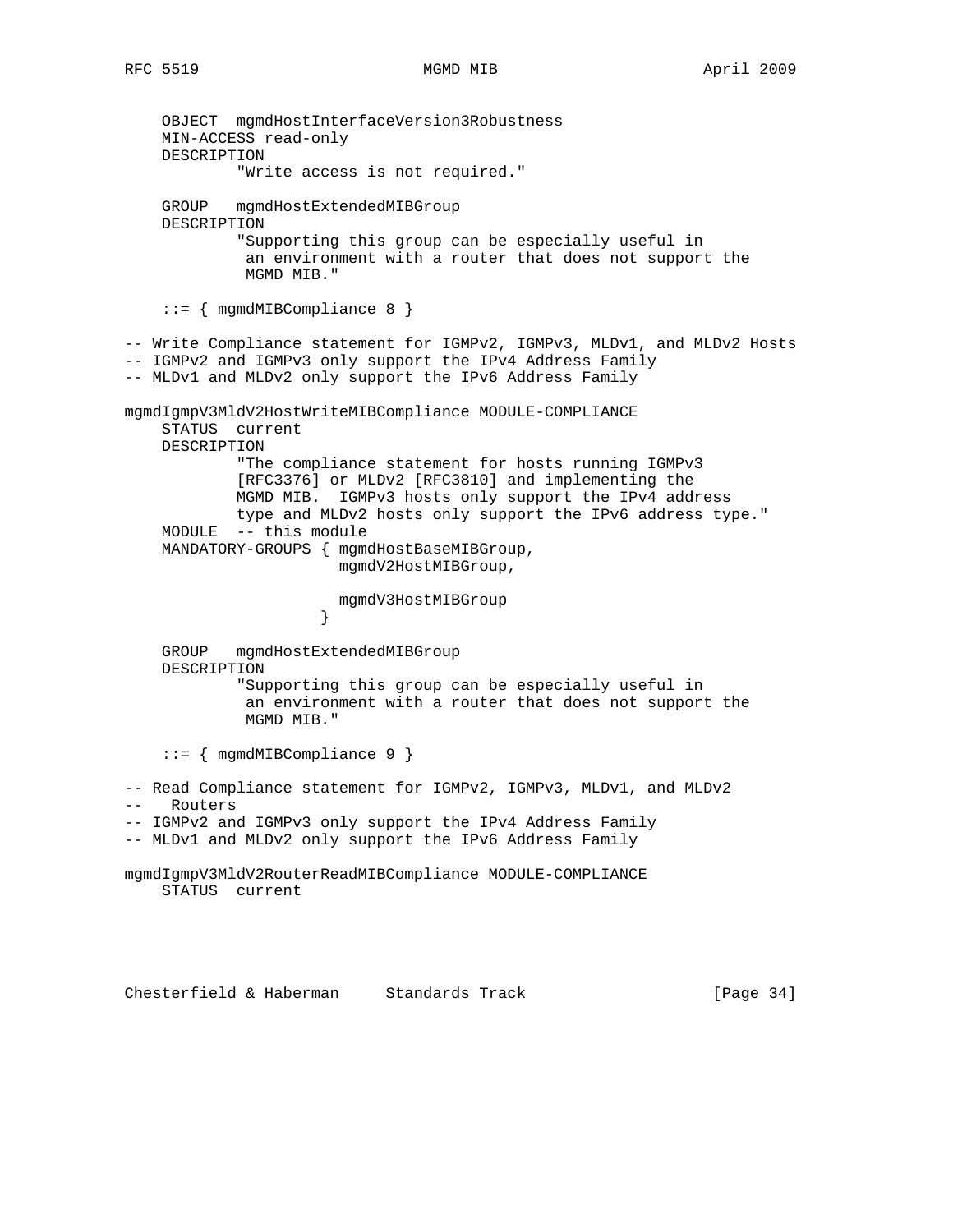```
    OBJECT  mgmdHostInterfaceVersion3Robustness
    MIN-ACCESS read-only
    DESCRIPTION
            "Write access is not required."

    GROUP   mgmdHostExtendedMIBGroup
    DESCRIPTION
            "Supporting this group can be especially useful in
             an environment with a router that does not support the
             MGMD MIB."

    ::= { mgmdMIBCompliance 8 }

-- Write Compliance statement for IGMPv2, IGMPv3, MLDv1, and MLDv2 Hosts
-- IGMPv2 and IGMPv3 only support the IPv4 Address Family
-- MLDv1 and MLDv2 only support the IPv6 Address Family

mgmdIgmpV3MldV2HostWriteMIBCompliance MODULE-COMPLIANCE
    STATUS  current
    DESCRIPTION
            "The compliance statement for hosts running IGMPv3
            [RFC3376] or MLDv2 [RFC3810] and implementing the
            MGMD MIB.  IGMPv3 hosts only support the IPv4 address
            type and MLDv2 hosts only support the IPv6 address type."
    MODULE  -- this module
    MANDATORY-GROUPS { mgmdHostBaseMIBGroup,
                       mgmdV2HostMIBGroup,

                       mgmdV3HostMIBGroup
                     }

    GROUP   mgmdHostExtendedMIBGroup
    DESCRIPTION
            "Supporting this group can be especially useful in
             an environment with a router that does not support the
             MGMD MIB."

    ::= { mgmdMIBCompliance 9 }

-- Read Compliance statement for IGMPv2, IGMPv3, MLDv1, and MLDv2
--   Routers
-- IGMPv2 and IGMPv3 only support the IPv4 Address Family
-- MLDv1 and MLDv2 only support the IPv6 Address Family

mgmdIgmpV3MldV2RouterReadMIBCompliance MODULE-COMPLIANCE
    STATUS  current
```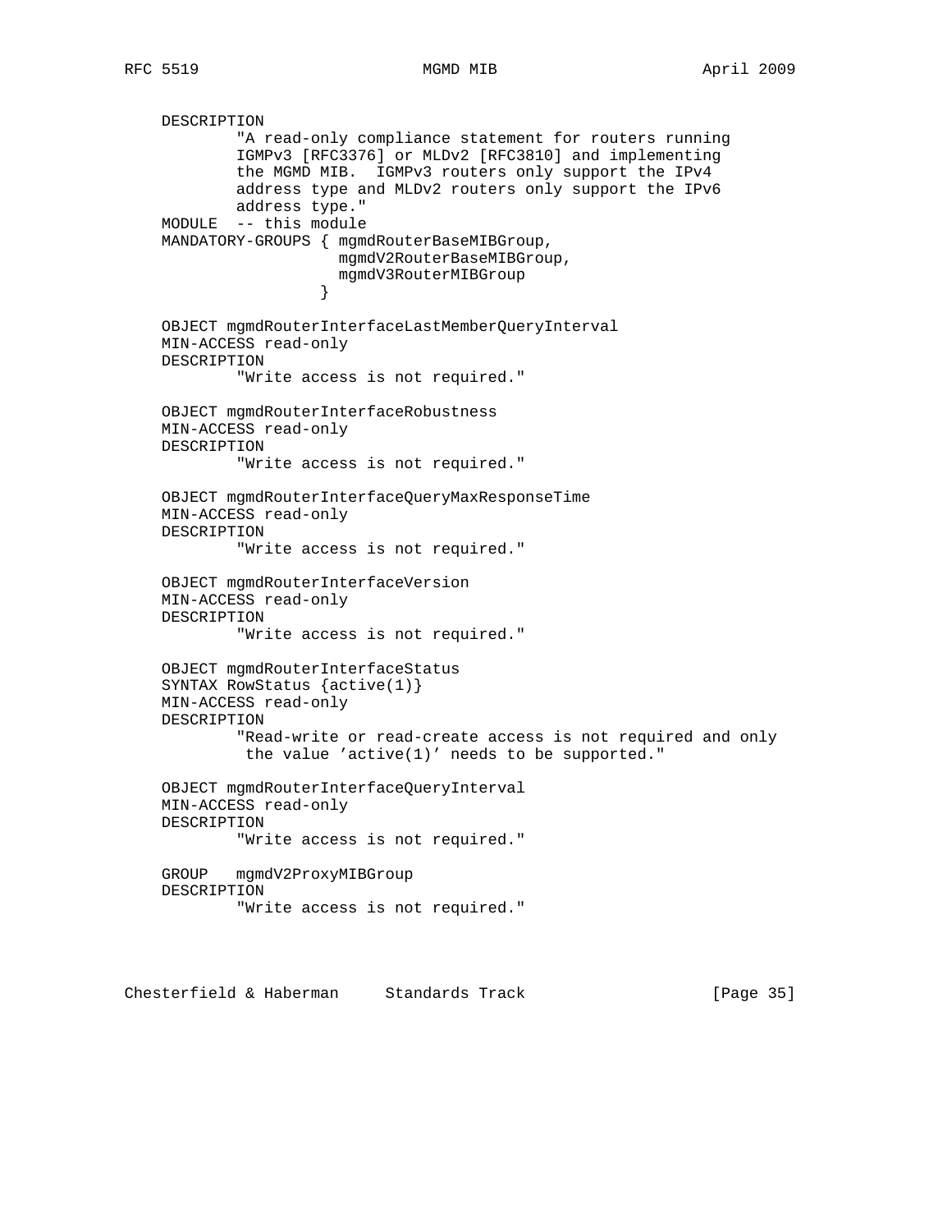```
    DESCRIPTION
            "A read-only compliance statement for routers running
            IGMPv3 [RFC3376] or MLDv2 [RFC3810] and implementing
            the MGMD MIB.  IGMPv3 routers only support the IPv4
            address type and MLDv2 routers only support the IPv6
            address type."
    MODULE  -- this module
    MANDATORY-GROUPS { mgmdRouterBaseMIBGroup,
                       mgmdV2RouterBaseMIBGroup,
                       mgmdV3RouterMIBGroup
                     }

    OBJECT mgmdRouterInterfaceLastMemberQueryInterval
    MIN-ACCESS read-only
    DESCRIPTION
            "Write access is not required."

    OBJECT mgmdRouterInterfaceRobustness
    MIN-ACCESS read-only
    DESCRIPTION
            "Write access is not required."

    OBJECT mgmdRouterInterfaceQueryMaxResponseTime
    MIN-ACCESS read-only
    DESCRIPTION
            "Write access is not required."

    OBJECT mgmdRouterInterfaceVersion
    MIN-ACCESS read-only
    DESCRIPTION
            "Write access is not required."

    OBJECT mgmdRouterInterfaceStatus
    SYNTAX RowStatus {active(1)}
    MIN-ACCESS read-only
    DESCRIPTION
            "Read-write or read-create access is not required and only
             the value 'active(1)' needs to be supported."

    OBJECT mgmdRouterInterfaceQueryInterval
    MIN-ACCESS read-only
    DESCRIPTION
            "Write access is not required."

    GROUP   mgmdV2ProxyMIBGroup
    DESCRIPTION
            "Write access is not required."
```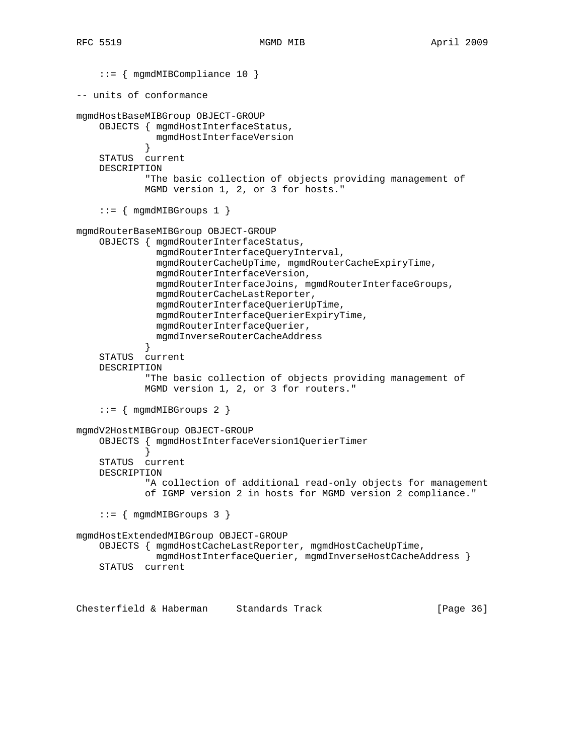```
    ::= { mgmdMIBCompliance 10 }

-- units of conformance

mgmdHostBaseMIBGroup OBJECT-GROUP
    OBJECTS { mgmdHostInterfaceStatus,
              mgmdHostInterfaceVersion
            }
    STATUS  current
    DESCRIPTION
            "The basic collection of objects providing management of
            MGMD version 1, 2, or 3 for hosts."

    ::= { mgmdMIBGroups 1 }

mgmdRouterBaseMIBGroup OBJECT-GROUP
    OBJECTS { mgmdRouterInterfaceStatus,
              mgmdRouterInterfaceQueryInterval,
              mgmdRouterCacheUpTime, mgmdRouterCacheExpiryTime,
              mgmdRouterInterfaceVersion,
              mgmdRouterInterfaceJoins, mgmdRouterInterfaceGroups,
              mgmdRouterCacheLastReporter,
              mgmdRouterInterfaceQuerierUpTime,
              mgmdRouterInterfaceQuerierExpiryTime,
              mgmdRouterInterfaceQuerier,
              mgmdInverseRouterCacheAddress
            }
    STATUS  current
    DESCRIPTION
            "The basic collection of objects providing management of
            MGMD version 1, 2, or 3 for routers."

    ::= { mgmdMIBGroups 2 }

mgmdV2HostMIBGroup OBJECT-GROUP
    OBJECTS { mgmdHostInterfaceVersion1QuerierTimer
            }
    STATUS  current
    DESCRIPTION
            "A collection of additional read-only objects for management
            of IGMP version 2 in hosts for MGMD version 2 compliance."

    ::= { mgmdMIBGroups 3 }

mgmdHostExtendedMIBGroup OBJECT-GROUP
    OBJECTS { mgmdHostCacheLastReporter, mgmdHostCacheUpTime,
              mgmdHostInterfaceQuerier, mgmdInverseHostCacheAddress }
    STATUS  current
```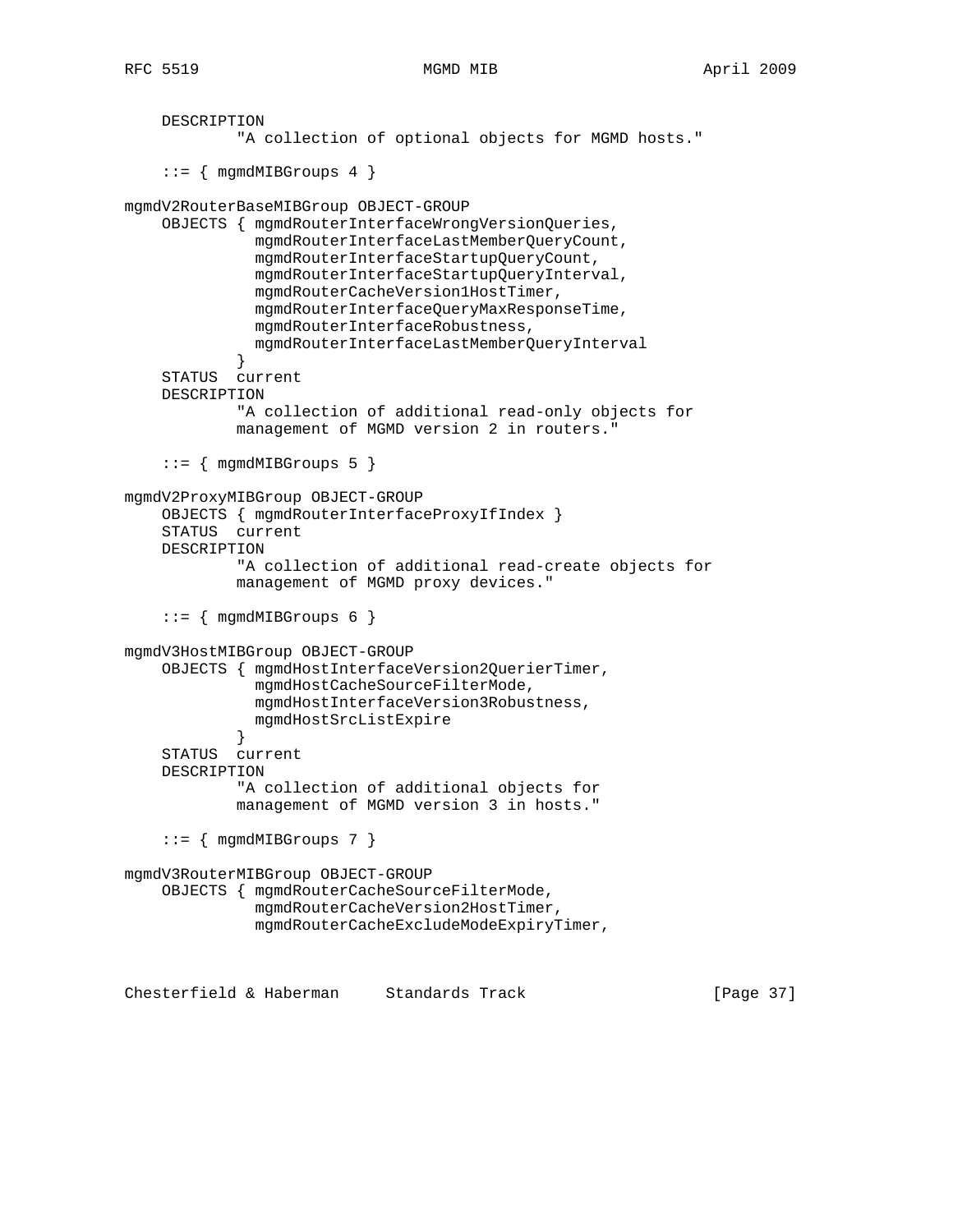```
    DESCRIPTION
            "A collection of optional objects for MGMD hosts."

    ::= { mgmdMIBGroups 4 }

mgmdV2RouterBaseMIBGroup OBJECT-GROUP
    OBJECTS { mgmdRouterInterfaceWrongVersionQueries,
              mgmdRouterInterfaceLastMemberQueryCount,
              mgmdRouterInterfaceStartupQueryCount,
              mgmdRouterInterfaceStartupQueryInterval,
              mgmdRouterCacheVersion1HostTimer,
              mgmdRouterInterfaceQueryMaxResponseTime,
              mgmdRouterInterfaceRobustness,
              mgmdRouterInterfaceLastMemberQueryInterval
            }
    STATUS  current
    DESCRIPTION
            "A collection of additional read-only objects for
            management of MGMD version 2 in routers."

    ::= { mgmdMIBGroups 5 }

mgmdV2ProxyMIBGroup OBJECT-GROUP
    OBJECTS { mgmdRouterInterfaceProxyIfIndex }
    STATUS  current
    DESCRIPTION
            "A collection of additional read-create objects for
            management of MGMD proxy devices."

    ::= { mgmdMIBGroups 6 }

mgmdV3HostMIBGroup OBJECT-GROUP
    OBJECTS { mgmdHostInterfaceVersion2QuerierTimer,
              mgmdHostCacheSourceFilterMode,
              mgmdHostInterfaceVersion3Robustness,
              mgmdHostSrcListExpire
            }
    STATUS  current
    DESCRIPTION
            "A collection of additional objects for
            management of MGMD version 3 in hosts."

    ::= { mgmdMIBGroups 7 }

mgmdV3RouterMIBGroup OBJECT-GROUP
    OBJECTS { mgmdRouterCacheSourceFilterMode,
              mgmdRouterCacheVersion2HostTimer,
              mgmdRouterCacheExcludeModeExpiryTimer,
```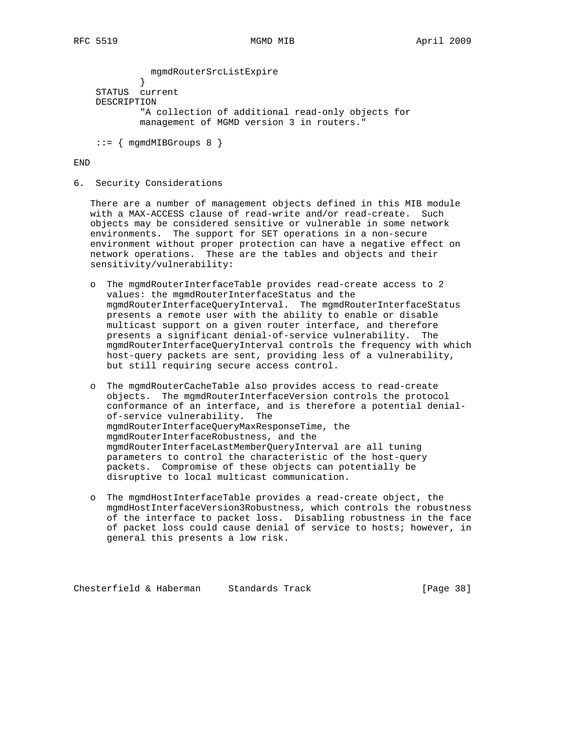```
              mgmdRouterSrcListExpire
            }
    STATUS  current
    DESCRIPTION
            "A collection of additional read-only objects for
            management of MGMD version 3 in routers."

    ::= { mgmdMIBGroups 8 }

END
```

## 6. Security Considerations

There are a number of management objects defined in this MIB module with a MAX-ACCESS clause of read-write and/or read-create. Such objects may be considered sensitive or vulnerable in some network environments. The support for SET operations in a non-secure environment without proper protection can have a negative effect on network operations. These are the tables and objects and their sensitivity/vulnerability:

- The mgmdRouterInterfaceTable provides read-create access to 2 values: the mgmdRouterInterfaceStatus and the mgmdRouterInterfaceQueryInterval. The mgmdRouterInterfaceStatus presents a remote user with the ability to enable or disable multicast support on a given router interface, and therefore presents a significant denial-of-service vulnerability. The mgmdRouterInterfaceQueryInterval controls the frequency with which host-query packets are sent, providing less of a vulnerability, but still requiring secure access control.

- The mgmdRouterCacheTable also provides access to read-create objects. The mgmdRouterInterfaceVersion controls the protocol conformance of an interface, and is therefore a potential denial-of-service vulnerability. The mgmdRouterInterfaceQueryMaxResponseTime, the mgmdRouterInterfaceRobustness, and the mgmdRouterInterfaceLastMemberQueryInterval are all tuning parameters to control the characteristic of the host-query packets. Compromise of these objects can potentially be disruptive to local multicast communication.

- The mgmdHostInterfaceTable provides a read-create object, the mgmdHostInterfaceVersion3Robustness, which controls the robustness of the interface to packet loss. Disabling robustness in the face of packet loss could cause denial of service to hosts; however, in general this presents a low risk.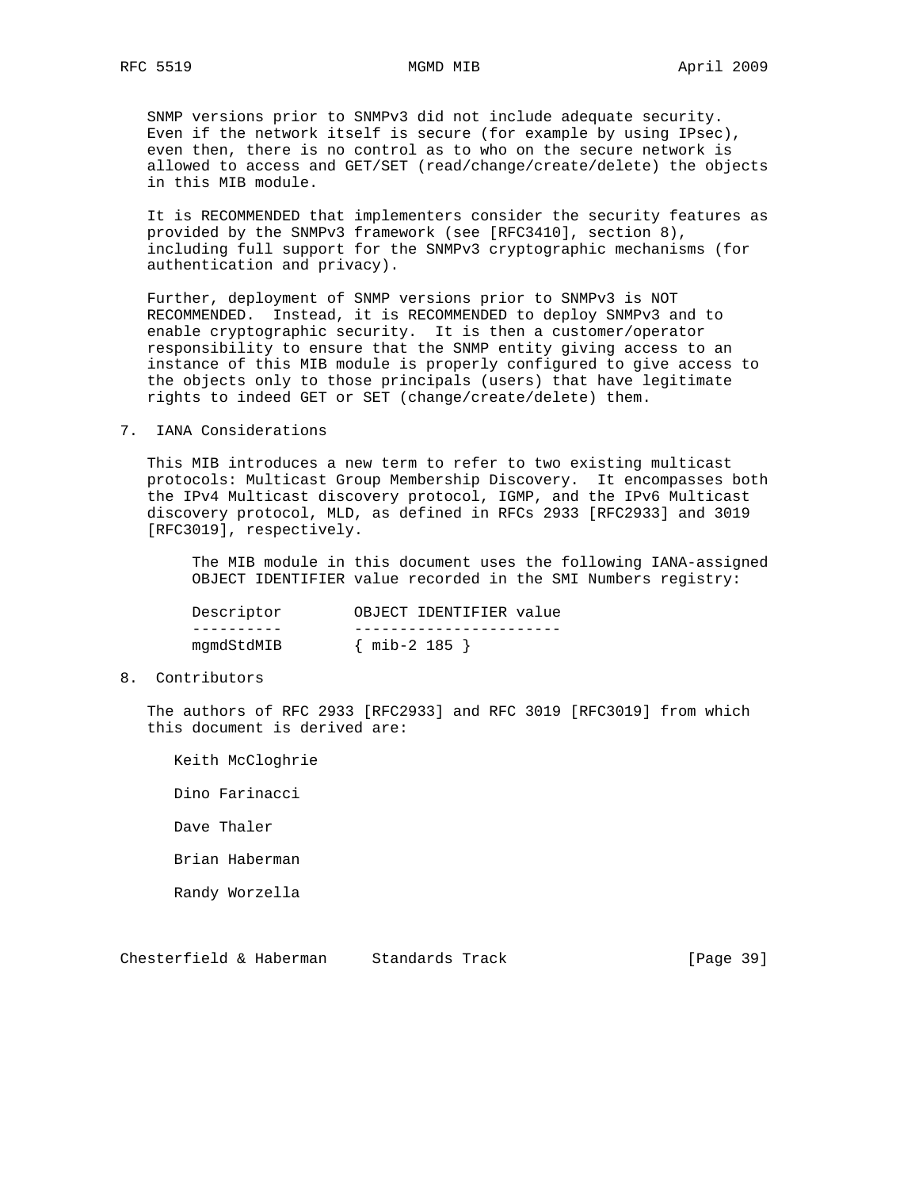SNMP versions prior to SNMPv3 did not include adequate security. Even if the network itself is secure (for example by using IPsec), even then, there is no control as to who on the secure network is allowed to access and GET/SET (read/change/create/delete) the objects in this MIB module.

It is RECOMMENDED that implementers consider the security features as provided by the SNMPv3 framework (see [RFC3410], section 8), including full support for the SNMPv3 cryptographic mechanisms (for authentication and privacy).

Further, deployment of SNMP versions prior to SNMPv3 is NOT RECOMMENDED. Instead, it is RECOMMENDED to deploy SNMPv3 and to enable cryptographic security. It is then a customer/operator responsibility to ensure that the SNMP entity giving access to an instance of this MIB module is properly configured to give access to the objects only to those principals (users) that have legitimate rights to indeed GET or SET (change/create/delete) them.

## 7. IANA Considerations

This MIB introduces a new term to refer to two existing multicast protocols: Multicast Group Membership Discovery. It encompasses both the IPv4 Multicast discovery protocol, IGMP, and the IPv6 Multicast discovery protocol, MLD, as defined in RFCs 2933 [RFC2933] and 3019 [RFC3019], respectively.

The MIB module in this document uses the following IANA-assigned OBJECT IDENTIFIER value recorded in the SMI Numbers registry:

| Descriptor | OBJECT IDENTIFIER value |
| --- | --- |
| mgmdStdMIB | { mib-2 185 } |

## 8. Contributors

The authors of RFC 2933 [RFC2933] and RFC 3019 [RFC3019] from which this document is derived are:

Keith McCloghrie

Dino Farinacci

Dave Thaler

Brian Haberman

Randy Worzella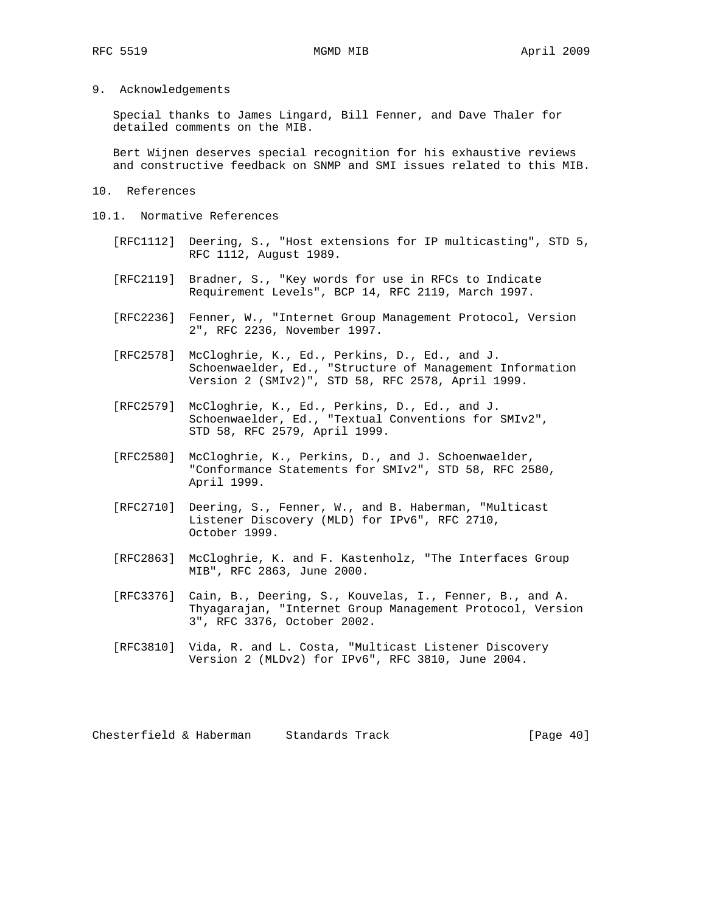## 9. Acknowledgements

Special thanks to James Lingard, Bill Fenner, and Dave Thaler for detailed comments on the MIB.

Bert Wijnen deserves special recognition for his exhaustive reviews and constructive feedback on SNMP and SMI issues related to this MIB.

## 10. References

### 10.1. Normative References

[RFC1112] Deering, S., "Host extensions for IP multicasting", STD 5, RFC 1112, August 1989.

[RFC2119] Bradner, S., "Key words for use in RFCs to Indicate Requirement Levels", BCP 14, RFC 2119, March 1997.

[RFC2236] Fenner, W., "Internet Group Management Protocol, Version 2", RFC 2236, November 1997.

[RFC2578] McCloghrie, K., Ed., Perkins, D., Ed., and J. Schoenwaelder, Ed., "Structure of Management Information Version 2 (SMIv2)", STD 58, RFC 2578, April 1999.

[RFC2579] McCloghrie, K., Ed., Perkins, D., Ed., and J. Schoenwaelder, Ed., "Textual Conventions for SMIv2", STD 58, RFC 2579, April 1999.

[RFC2580] McCloghrie, K., Perkins, D., and J. Schoenwaelder, "Conformance Statements for SMIv2", STD 58, RFC 2580, April 1999.

[RFC2710] Deering, S., Fenner, W., and B. Haberman, "Multicast Listener Discovery (MLD) for IPv6", RFC 2710, October 1999.

[RFC2863] McCloghrie, K. and F. Kastenholz, "The Interfaces Group MIB", RFC 2863, June 2000.

[RFC3376] Cain, B., Deering, S., Kouvelas, I., Fenner, B., and A. Thyagarajan, "Internet Group Management Protocol, Version 3", RFC 3376, October 2002.

[RFC3810] Vida, R. and L. Costa, "Multicast Listener Discovery Version 2 (MLDv2) for IPv6", RFC 3810, June 2004.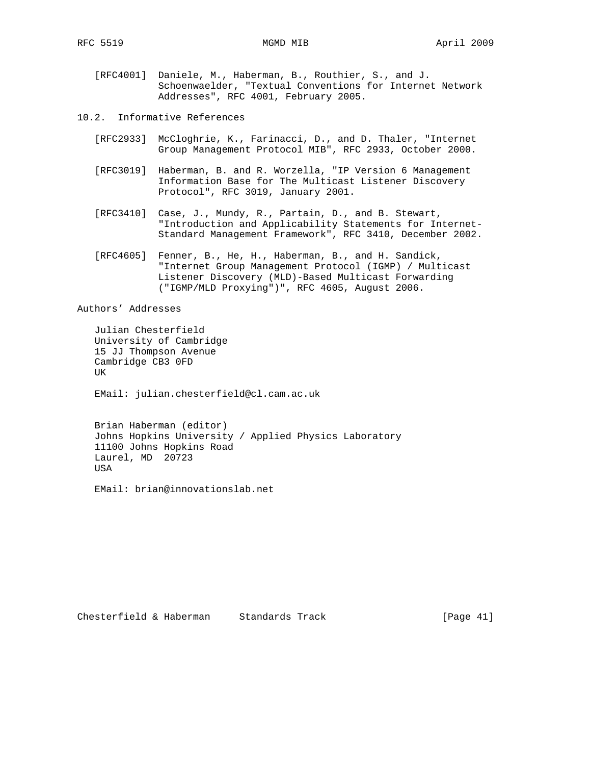[RFC4001] Daniele, M., Haberman, B., Routhier, S., and J. Schoenwaelder, "Textual Conventions for Internet Network Addresses", RFC 4001, February 2005.

## 10.2. Informative References

[RFC2933] McCloghrie, K., Farinacci, D., and D. Thaler, "Internet Group Management Protocol MIB", RFC 2933, October 2000.

[RFC3019] Haberman, B. and R. Worzella, "IP Version 6 Management Information Base for The Multicast Listener Discovery Protocol", RFC 3019, January 2001.

[RFC3410] Case, J., Mundy, R., Partain, D., and B. Stewart, "Introduction and Applicability Statements for Internet-Standard Management Framework", RFC 3410, December 2002.

[RFC4605] Fenner, B., He, H., Haberman, B., and H. Sandick, "Internet Group Management Protocol (IGMP) / Multicast Listener Discovery (MLD)-Based Multicast Forwarding ("IGMP/MLD Proxying")", RFC 4605, August 2006.

## Authors' Addresses

Julian Chesterfield
University of Cambridge
15 JJ Thompson Avenue
Cambridge CB3 0FD
UK

EMail: julian.chesterfield@cl.cam.ac.uk

Brian Haberman (editor)
Johns Hopkins University / Applied Physics Laboratory
11100 Johns Hopkins Road
Laurel, MD 20723
USA

EMail: brian@innovationslab.net